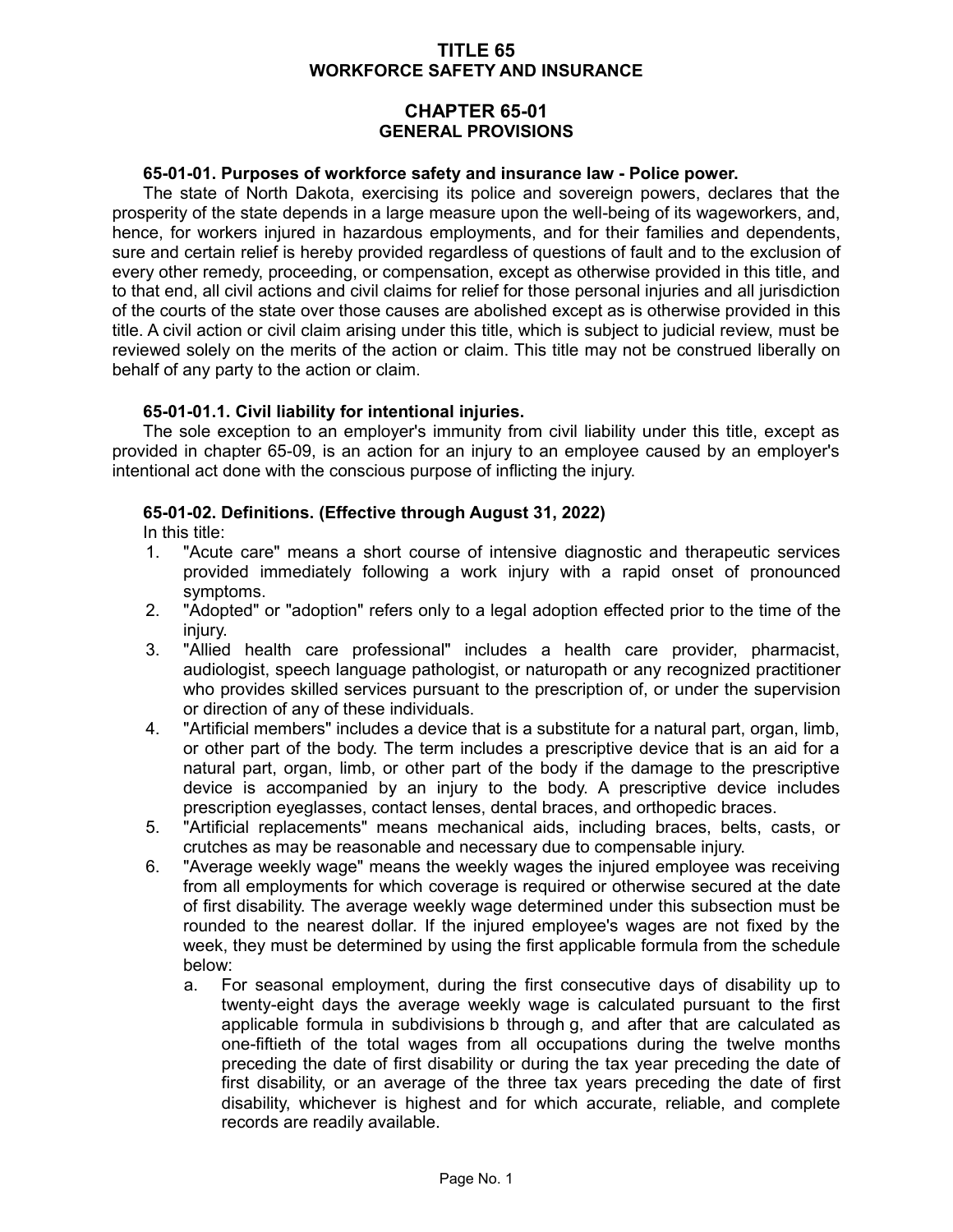# TITLE 65
# WORKFORCE SAFETY AND INSURANCE

## CHAPTER 65-01
## GENERAL PROVISIONS

### 65-01-01. Purposes of workforce safety and insurance law - Police power.

The state of North Dakota, exercising its police and sovereign powers, declares that the prosperity of the state depends in a large measure upon the well-being of its wageworkers, and, hence, for workers injured in hazardous employments, and for their families and dependents, sure and certain relief is hereby provided regardless of questions of fault and to the exclusion of every other remedy, proceeding, or compensation, except as otherwise provided in this title, and to that end, all civil actions and civil claims for relief for those personal injuries and all jurisdiction of the courts of the state over those causes are abolished except as is otherwise provided in this title. A civil action or civil claim arising under this title, which is subject to judicial review, must be reviewed solely on the merits of the action or claim. This title may not be construed liberally on behalf of any party to the action or claim.

### 65-01-01.1. Civil liability for intentional injuries.

The sole exception to an employer's immunity from civil liability under this title, except as provided in chapter 65-09, is an action for an injury to an employee caused by an employer's intentional act done with the conscious purpose of inflicting the injury.

### 65-01-02. Definitions. (Effective through August 31, 2022)

In this title:

1. "Acute care" means a short course of intensive diagnostic and therapeutic services provided immediately following a work injury with a rapid onset of pronounced symptoms.
2. "Adopted" or "adoption" refers only to a legal adoption effected prior to the time of the injury.
3. "Allied health care professional" includes a health care provider, pharmacist, audiologist, speech language pathologist, or naturopath or any recognized practitioner who provides skilled services pursuant to the prescription of, or under the supervision or direction of any of these individuals.
4. "Artificial members" includes a device that is a substitute for a natural part, organ, limb, or other part of the body. The term includes a prescriptive device that is an aid for a natural part, organ, limb, or other part of the body if the damage to the prescriptive device is accompanied by an injury to the body. A prescriptive device includes prescription eyeglasses, contact lenses, dental braces, and orthopedic braces.
5. "Artificial replacements" means mechanical aids, including braces, belts, casts, or crutches as may be reasonable and necessary due to compensable injury.
6. "Average weekly wage" means the weekly wages the injured employee was receiving from all employments for which coverage is required or otherwise secured at the date of first disability. The average weekly wage determined under this subsection must be rounded to the nearest dollar. If the injured employee's wages are not fixed by the week, they must be determined by using the first applicable formula from the schedule below:
   a. For seasonal employment, during the first consecutive days of disability up to twenty-eight days the average weekly wage is calculated pursuant to the first applicable formula in subdivisions b through g, and after that are calculated as one-fiftieth of the total wages from all occupations during the twelve months preceding the date of first disability or during the tax year preceding the date of first disability, or an average of the three tax years preceding the date of first disability, whichever is highest and for which accurate, reliable, and complete records are readily available.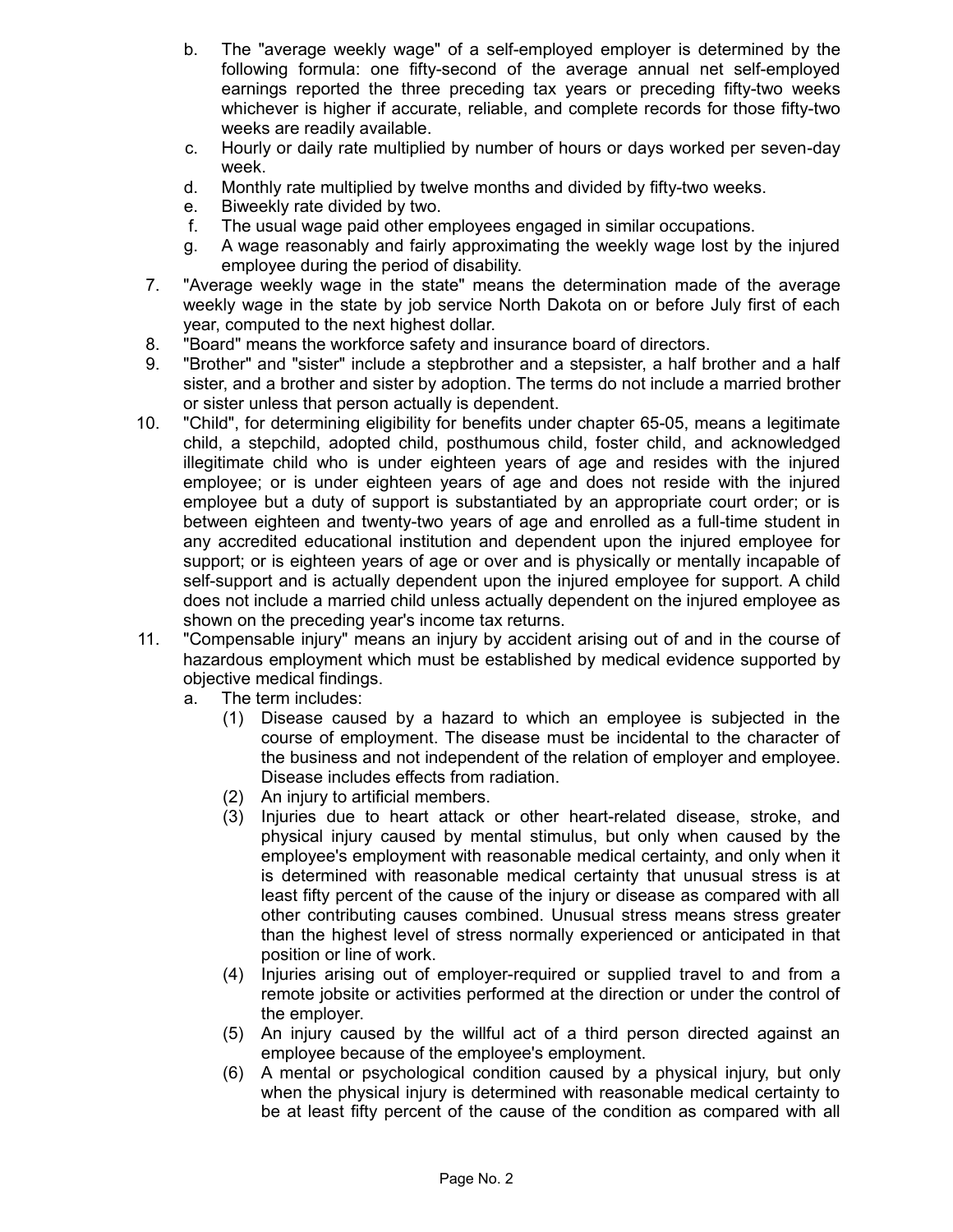b. The "average weekly wage" of a self-employed employer is determined by the following formula: one fifty-second of the average annual net self-employed earnings reported the three preceding tax years or preceding fifty-two weeks whichever is higher if accurate, reliable, and complete records for those fifty-two weeks are readily available.
c. Hourly or daily rate multiplied by number of hours or days worked per seven-day week.
d. Monthly rate multiplied by twelve months and divided by fifty-two weeks.
e. Biweekly rate divided by two.
f. The usual wage paid other employees engaged in similar occupations.
g. A wage reasonably and fairly approximating the weekly wage lost by the injured employee during the period of disability.

7. "Average weekly wage in the state" means the determination made of the average weekly wage in the state by job service North Dakota on or before July first of each year, computed to the next highest dollar.
8. "Board" means the workforce safety and insurance board of directors.
9. "Brother" and "sister" include a stepbrother and a stepsister, a half brother and a half sister, and a brother and sister by adoption. The terms do not include a married brother or sister unless that person actually is dependent.
10. "Child", for determining eligibility for benefits under chapter 65-05, means a legitimate child, a stepchild, adopted child, posthumous child, foster child, and acknowledged illegitimate child who is under eighteen years of age and resides with the injured employee; or is under eighteen years of age and does not reside with the injured employee but a duty of support is substantiated by an appropriate court order; or is between eighteen and twenty-two years of age and enrolled as a full-time student in any accredited educational institution and dependent upon the injured employee for support; or is eighteen years of age or over and is physically or mentally incapable of self-support and is actually dependent upon the injured employee for support. A child does not include a married child unless actually dependent on the injured employee as shown on the preceding year's income tax returns.
11. "Compensable injury" means an injury by accident arising out of and in the course of hazardous employment which must be established by medical evidence supported by objective medical findings.
    a. The term includes:
        (1) Disease caused by a hazard to which an employee is subjected in the course of employment. The disease must be incidental to the character of the business and not independent of the relation of employer and employee. Disease includes effects from radiation.
        (2) An injury to artificial members.
        (3) Injuries due to heart attack or other heart-related disease, stroke, and physical injury caused by mental stimulus, but only when caused by the employee's employment with reasonable medical certainty, and only when it is determined with reasonable medical certainty that unusual stress is at least fifty percent of the cause of the injury or disease as compared with all other contributing causes combined. Unusual stress means stress greater than the highest level of stress normally experienced or anticipated in that position or line of work.
        (4) Injuries arising out of employer-required or supplied travel to and from a remote jobsite or activities performed at the direction or under the control of the employer.
        (5) An injury caused by the willful act of a third person directed against an employee because of the employee's employment.
        (6) A mental or psychological condition caused by a physical injury, but only when the physical injury is determined with reasonable medical certainty to be at least fifty percent of the cause of the condition as compared with all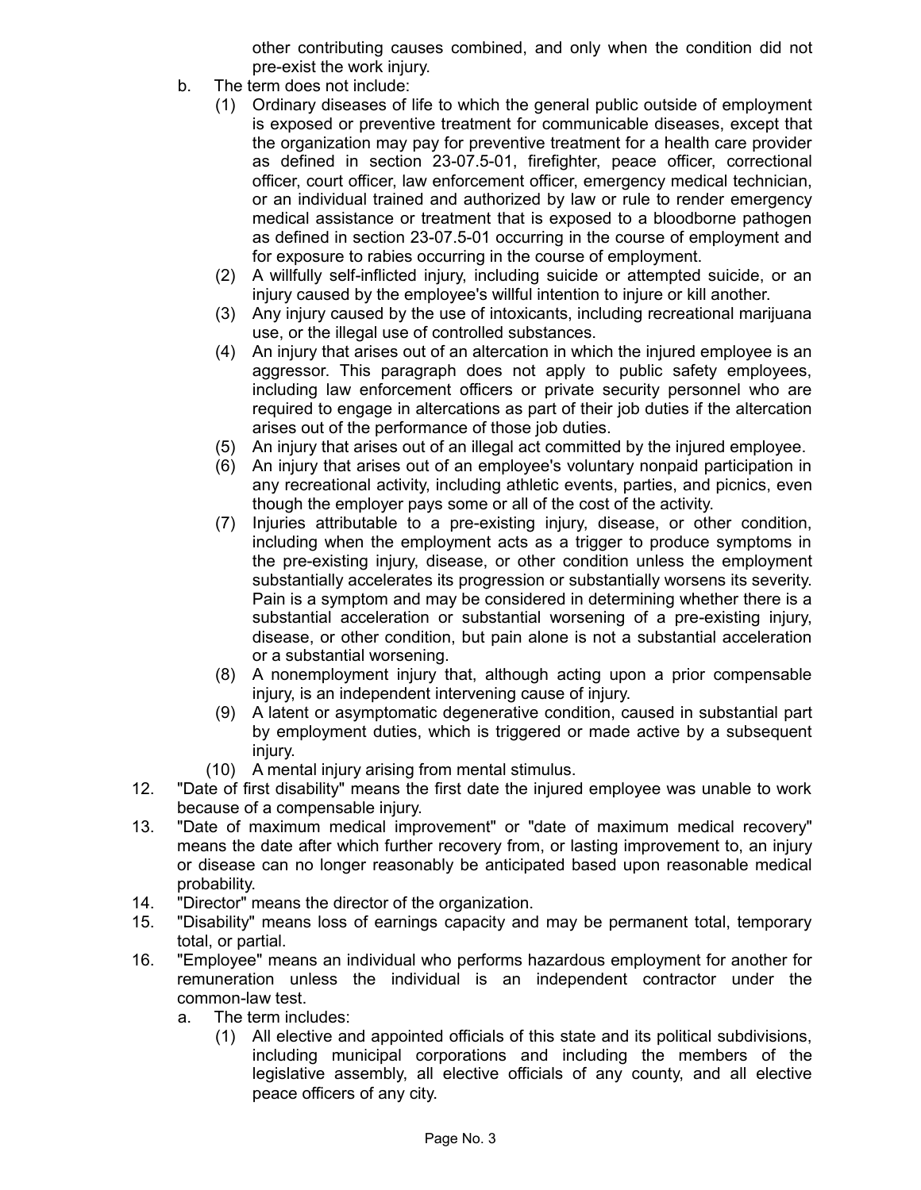other contributing causes combined, and only when the condition did not pre-exist the work injury.

b. The term does not include:

   (1) Ordinary diseases of life to which the general public outside of employment is exposed or preventive treatment for communicable diseases, except that the organization may pay for preventive treatment for a health care provider as defined in section 23-07.5-01, firefighter, peace officer, correctional officer, court officer, law enforcement officer, emergency medical technician, or an individual trained and authorized by law or rule to render emergency medical assistance or treatment that is exposed to a bloodborne pathogen as defined in section 23-07.5-01 occurring in the course of employment and for exposure to rabies occurring in the course of employment.

   (2) A willfully self-inflicted injury, including suicide or attempted suicide, or an injury caused by the employee's willful intention to injure or kill another.

   (3) Any injury caused by the use of intoxicants, including recreational marijuana use, or the illegal use of controlled substances.

   (4) An injury that arises out of an altercation in which the injured employee is an aggressor. This paragraph does not apply to public safety employees, including law enforcement officers or private security personnel who are required to engage in altercations as part of their job duties if the altercation arises out of the performance of those job duties.

   (5) An injury that arises out of an illegal act committed by the injured employee.

   (6) An injury that arises out of an employee's voluntary nonpaid participation in any recreational activity, including athletic events, parties, and picnics, even though the employer pays some or all of the cost of the activity.

   (7) Injuries attributable to a pre-existing injury, disease, or other condition, including when the employment acts as a trigger to produce symptoms in the pre-existing injury, disease, or other condition unless the employment substantially accelerates its progression or substantially worsens its severity. Pain is a symptom and may be considered in determining whether there is a substantial acceleration or substantial worsening of a pre-existing injury, disease, or other condition, but pain alone is not a substantial acceleration or a substantial worsening.

   (8) A nonemployment injury that, although acting upon a prior compensable injury, is an independent intervening cause of injury.

   (9) A latent or asymptomatic degenerative condition, caused in substantial part by employment duties, which is triggered or made active by a subsequent injury.

   (10) A mental injury arising from mental stimulus.

12. "Date of first disability" means the first date the injured employee was unable to work because of a compensable injury.

13. "Date of maximum medical improvement" or "date of maximum medical recovery" means the date after which further recovery from, or lasting improvement to, an injury or disease can no longer reasonably be anticipated based upon reasonable medical probability.

14. "Director" means the director of the organization.

15. "Disability" means loss of earnings capacity and may be permanent total, temporary total, or partial.

16. "Employee" means an individual who performs hazardous employment for another for remuneration unless the individual is an independent contractor under the common-law test.

   a. The term includes:

      (1) All elective and appointed officials of this state and its political subdivisions, including municipal corporations and including the members of the legislative assembly, all elective officials of any county, and all elective peace officers of any city.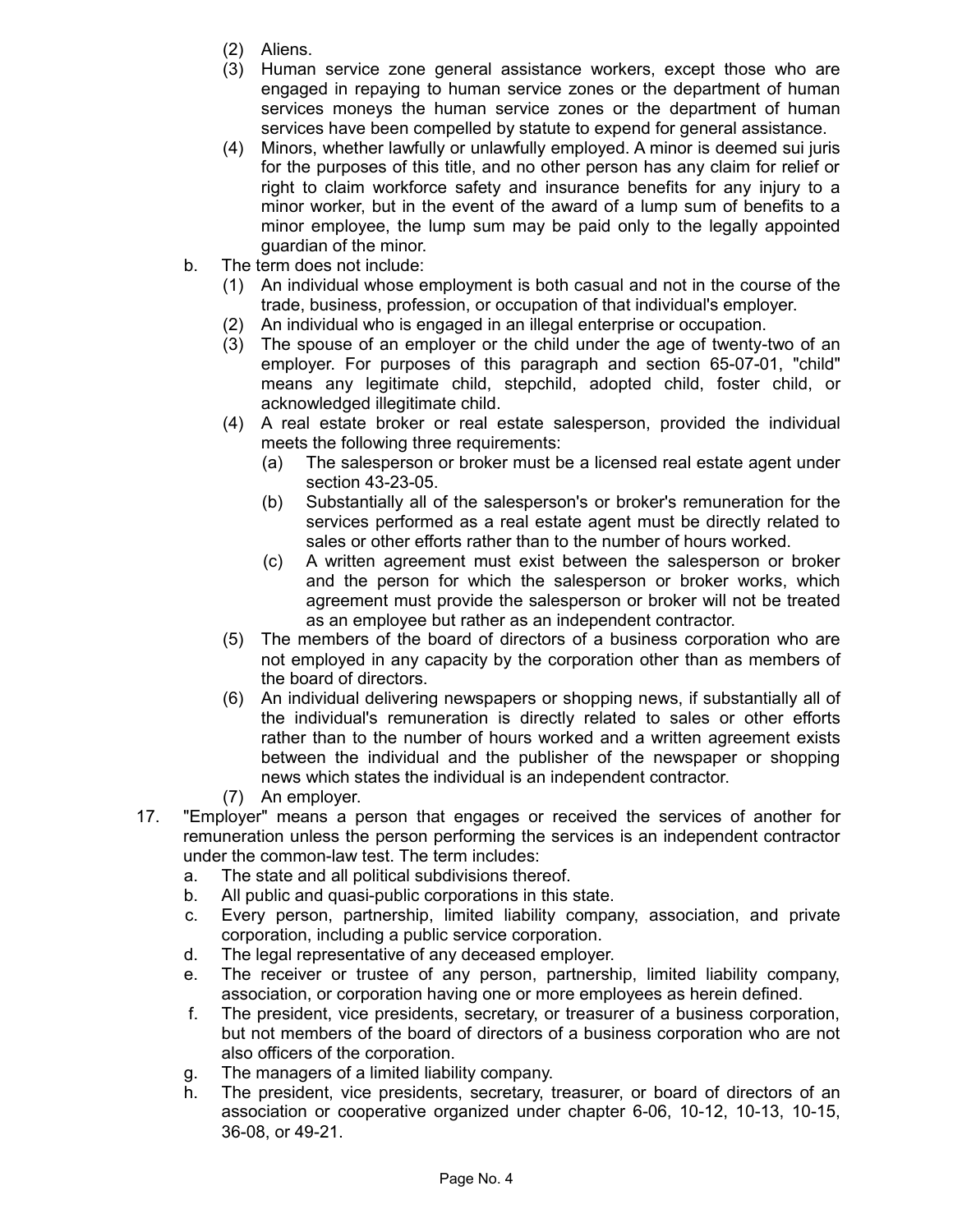(2) Aliens.

(3) Human service zone general assistance workers, except those who are engaged in repaying to human service zones or the department of human services moneys the human service zones or the department of human services have been compelled by statute to expend for general assistance.

(4) Minors, whether lawfully or unlawfully employed. A minor is deemed sui juris for the purposes of this title, and no other person has any claim for relief or right to claim workforce safety and insurance benefits for any injury to a minor worker, but in the event of the award of a lump sum of benefits to a minor employee, the lump sum may be paid only to the legally appointed guardian of the minor.

b. The term does not include:

(1) An individual whose employment is both casual and not in the course of the trade, business, profession, or occupation of that individual's employer.

(2) An individual who is engaged in an illegal enterprise or occupation.

(3) The spouse of an employer or the child under the age of twenty-two of an employer. For purposes of this paragraph and section 65-07-01, "child" means any legitimate child, stepchild, adopted child, foster child, or acknowledged illegitimate child.

(4) A real estate broker or real estate salesperson, provided the individual meets the following three requirements:

(a) The salesperson or broker must be a licensed real estate agent under section 43-23-05.

(b) Substantially all of the salesperson's or broker's remuneration for the services performed as a real estate agent must be directly related to sales or other efforts rather than to the number of hours worked.

(c) A written agreement must exist between the salesperson or broker and the person for which the salesperson or broker works, which agreement must provide the salesperson or broker will not be treated as an employee but rather as an independent contractor.

(5) The members of the board of directors of a business corporation who are not employed in any capacity by the corporation other than as members of the board of directors.

(6) An individual delivering newspapers or shopping news, if substantially all of the individual's remuneration is directly related to sales or other efforts rather than to the number of hours worked and a written agreement exists between the individual and the publisher of the newspaper or shopping news which states the individual is an independent contractor.

(7) An employer.

17. "Employer" means a person that engages or received the services of another for remuneration unless the person performing the services is an independent contractor under the common-law test. The term includes:

a. The state and all political subdivisions thereof.

b. All public and quasi-public corporations in this state.

c. Every person, partnership, limited liability company, association, and private corporation, including a public service corporation.

d. The legal representative of any deceased employer.

e. The receiver or trustee of any person, partnership, limited liability company, association, or corporation having one or more employees as herein defined.

f. The president, vice presidents, secretary, or treasurer of a business corporation, but not members of the board of directors of a business corporation who are not also officers of the corporation.

g. The managers of a limited liability company.

h. The president, vice presidents, secretary, treasurer, or board of directors of an association or cooperative organized under chapter 6-06, 10-12, 10-13, 10-15, 36-08, or 49-21.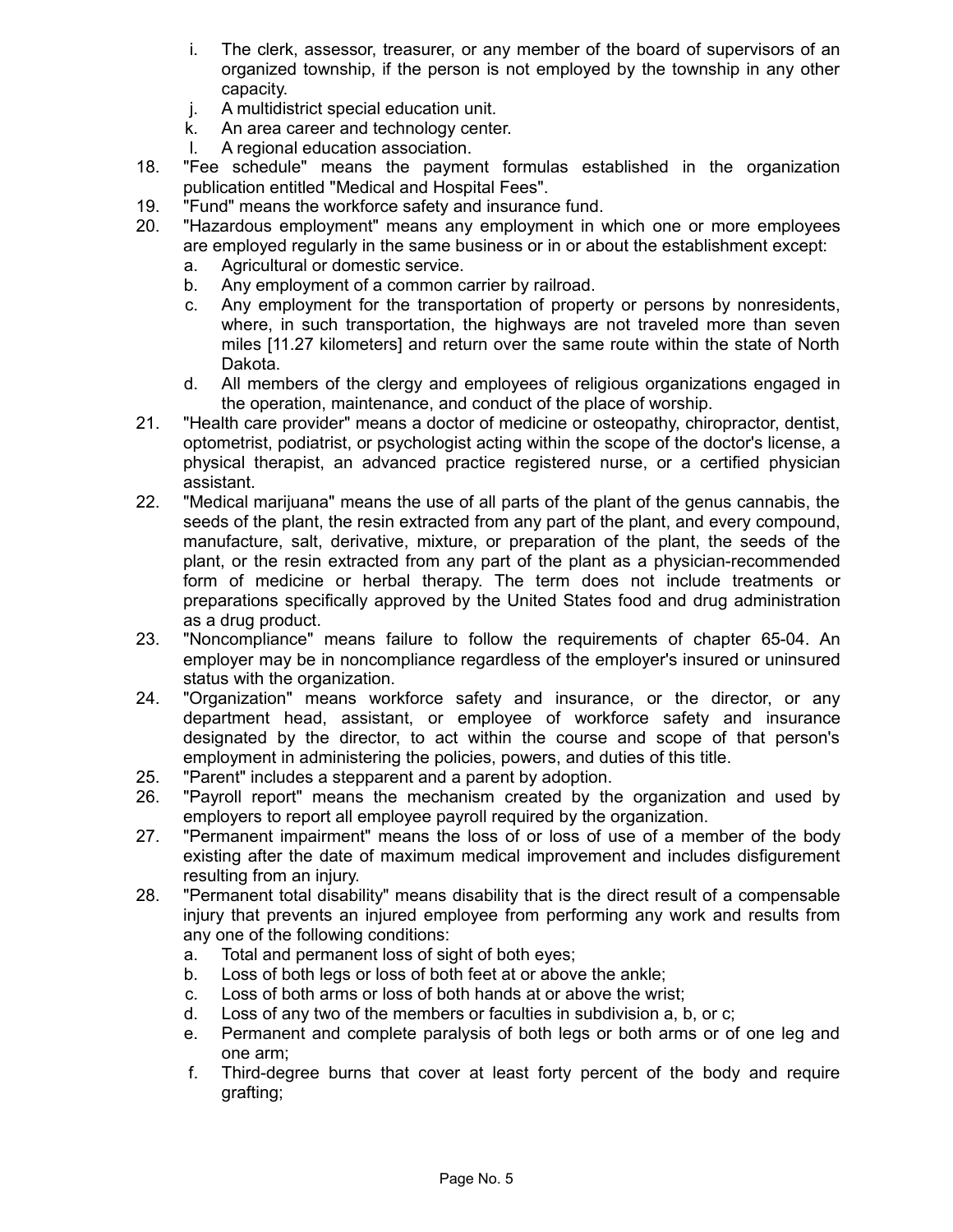i. The clerk, assessor, treasurer, or any member of the board of supervisors of an organized township, if the person is not employed by the township in any other capacity.
j. A multidistrict special education unit.
k. An area career and technology center.
l. A regional education association.

18. "Fee schedule" means the payment formulas established in the organization publication entitled "Medical and Hospital Fees".
19. "Fund" means the workforce safety and insurance fund.
20. "Hazardous employment" means any employment in which one or more employees are employed regularly in the same business or in or about the establishment except:
    a. Agricultural or domestic service.
    b. Any employment of a common carrier by railroad.
    c. Any employment for the transportation of property or persons by nonresidents, where, in such transportation, the highways are not traveled more than seven miles [11.27 kilometers] and return over the same route within the state of North Dakota.
    d. All members of the clergy and employees of religious organizations engaged in the operation, maintenance, and conduct of the place of worship.
21. "Health care provider" means a doctor of medicine or osteopathy, chiropractor, dentist, optometrist, podiatrist, or psychologist acting within the scope of the doctor's license, a physical therapist, an advanced practice registered nurse, or a certified physician assistant.
22. "Medical marijuana" means the use of all parts of the plant of the genus cannabis, the seeds of the plant, the resin extracted from any part of the plant, and every compound, manufacture, salt, derivative, mixture, or preparation of the plant, the seeds of the plant, or the resin extracted from any part of the plant as a physician-recommended form of medicine or herbal therapy. The term does not include treatments or preparations specifically approved by the United States food and drug administration as a drug product.
23. "Noncompliance" means failure to follow the requirements of chapter 65-04. An employer may be in noncompliance regardless of the employer's insured or uninsured status with the organization.
24. "Organization" means workforce safety and insurance, or the director, or any department head, assistant, or employee of workforce safety and insurance designated by the director, to act within the course and scope of that person's employment in administering the policies, powers, and duties of this title.
25. "Parent" includes a stepparent and a parent by adoption.
26. "Payroll report" means the mechanism created by the organization and used by employers to report all employee payroll required by the organization.
27. "Permanent impairment" means the loss of or loss of use of a member of the body existing after the date of maximum medical improvement and includes disfigurement resulting from an injury.
28. "Permanent total disability" means disability that is the direct result of a compensable injury that prevents an injured employee from performing any work and results from any one of the following conditions:
    a. Total and permanent loss of sight of both eyes;
    b. Loss of both legs or loss of both feet at or above the ankle;
    c. Loss of both arms or loss of both hands at or above the wrist;
    d. Loss of any two of the members or faculties in subdivision a, b, or c;
    e. Permanent and complete paralysis of both legs or both arms or of one leg and one arm;
    f. Third-degree burns that cover at least forty percent of the body and require grafting;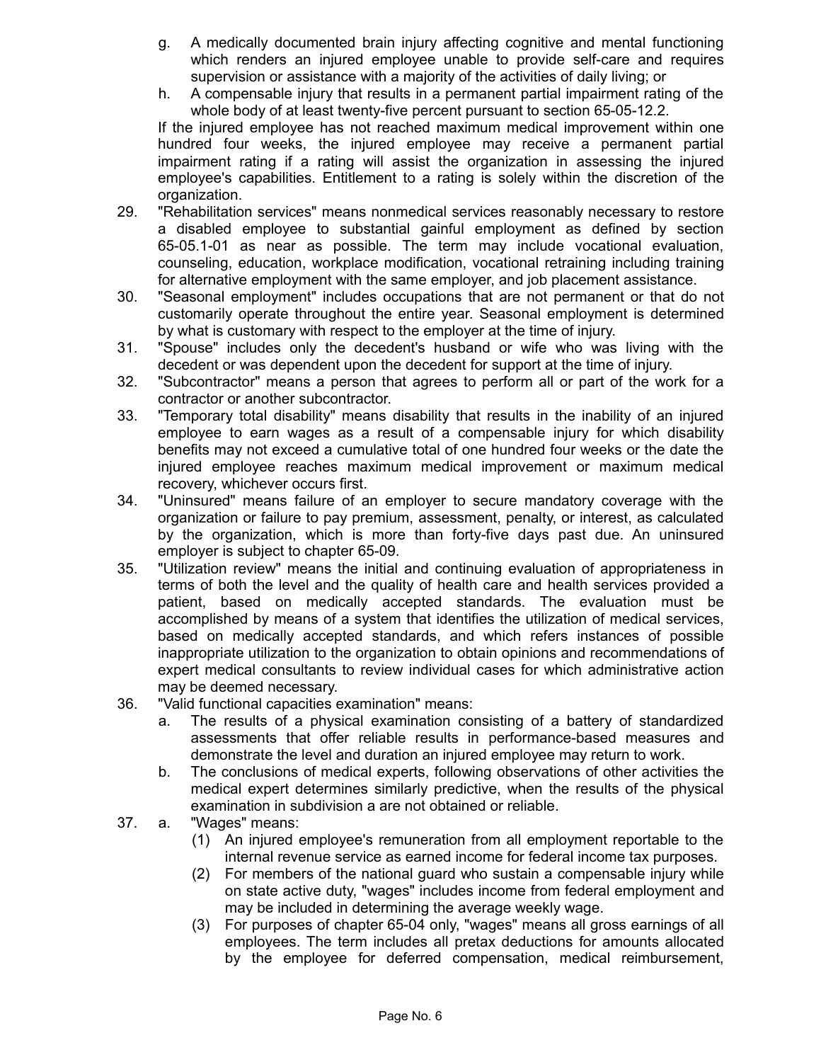g. A medically documented brain injury affecting cognitive and mental functioning which renders an injured employee unable to provide self-care and requires supervision or assistance with a majority of the activities of daily living; or

h. A compensable injury that results in a permanent partial impairment rating of the whole body of at least twenty-five percent pursuant to section 65-05-12.2.

If the injured employee has not reached maximum medical improvement within one hundred four weeks, the injured employee may receive a permanent partial impairment rating if a rating will assist the organization in assessing the injured employee's capabilities. Entitlement to a rating is solely within the discretion of the organization.

29. "Rehabilitation services" means nonmedical services reasonably necessary to restore a disabled employee to substantial gainful employment as defined by section 65-05.1-01 as near as possible. The term may include vocational evaluation, counseling, education, workplace modification, vocational retraining including training for alternative employment with the same employer, and job placement assistance.

30. "Seasonal employment" includes occupations that are not permanent or that do not customarily operate throughout the entire year. Seasonal employment is determined by what is customary with respect to the employer at the time of injury.

31. "Spouse" includes only the decedent's husband or wife who was living with the decedent or was dependent upon the decedent for support at the time of injury.

32. "Subcontractor" means a person that agrees to perform all or part of the work for a contractor or another subcontractor.

33. "Temporary total disability" means disability that results in the inability of an injured employee to earn wages as a result of a compensable injury for which disability benefits may not exceed a cumulative total of one hundred four weeks or the date the injured employee reaches maximum medical improvement or maximum medical recovery, whichever occurs first.

34. "Uninsured" means failure of an employer to secure mandatory coverage with the organization or failure to pay premium, assessment, penalty, or interest, as calculated by the organization, which is more than forty-five days past due. An uninsured employer is subject to chapter 65-09.

35. "Utilization review" means the initial and continuing evaluation of appropriateness in terms of both the level and the quality of health care and health services provided a patient, based on medically accepted standards. The evaluation must be accomplished by means of a system that identifies the utilization of medical services, based on medically accepted standards, and which refers instances of possible inappropriate utilization to the organization to obtain opinions and recommendations of expert medical consultants to review individual cases for which administrative action may be deemed necessary.

36. "Valid functional capacities examination" means:

    a. The results of a physical examination consisting of a battery of standardized assessments that offer reliable results in performance-based measures and demonstrate the level and duration an injured employee may return to work.

    b. The conclusions of medical experts, following observations of other activities the medical expert determines similarly predictive, when the results of the physical examination in subdivision a are not obtained or reliable.

37. a. "Wages" means:

    (1) An injured employee's remuneration from all employment reportable to the internal revenue service as earned income for federal income tax purposes.

    (2) For members of the national guard who sustain a compensable injury while on state active duty, "wages" includes income from federal employment and may be included in determining the average weekly wage.

    (3) For purposes of chapter 65-04 only, "wages" means all gross earnings of all employees. The term includes all pretax deductions for amounts allocated by the employee for deferred compensation, medical reimbursement,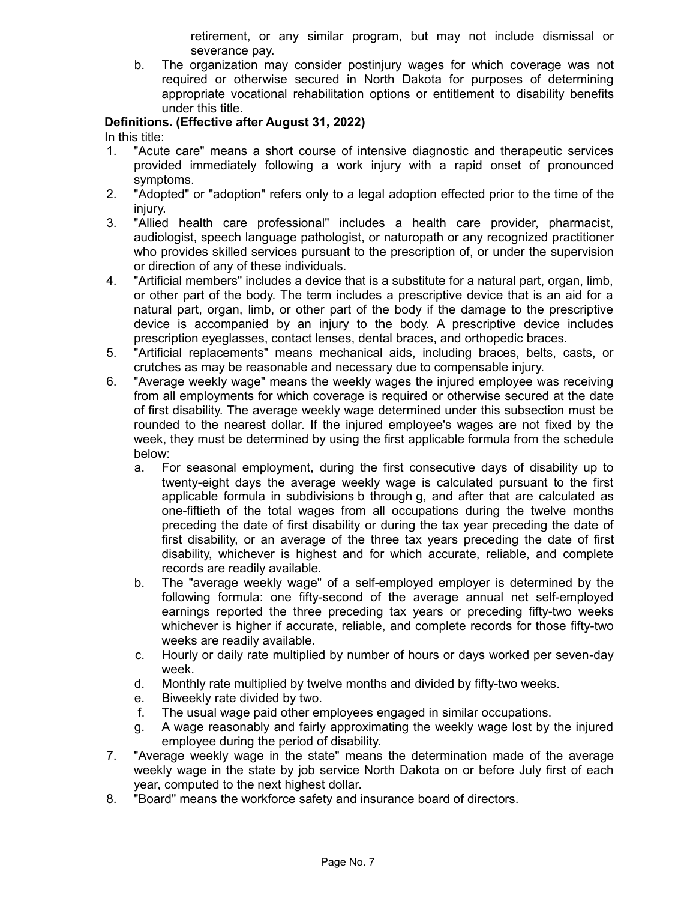retirement, or any similar program, but may not include dismissal or severance pay.

b. The organization may consider postinjury wages for which coverage was not required or otherwise secured in North Dakota for purposes of determining appropriate vocational rehabilitation options or entitlement to disability benefits under this title.

**Definitions. (Effective after August 31, 2022)**

In this title:

1. "Acute care" means a short course of intensive diagnostic and therapeutic services provided immediately following a work injury with a rapid onset of pronounced symptoms.
2. "Adopted" or "adoption" refers only to a legal adoption effected prior to the time of the injury.
3. "Allied health care professional" includes a health care provider, pharmacist, audiologist, speech language pathologist, or naturopath or any recognized practitioner who provides skilled services pursuant to the prescription of, or under the supervision or direction of any of these individuals.
4. "Artificial members" includes a device that is a substitute for a natural part, organ, limb, or other part of the body. The term includes a prescriptive device that is an aid for a natural part, organ, limb, or other part of the body if the damage to the prescriptive device is accompanied by an injury to the body. A prescriptive device includes prescription eyeglasses, contact lenses, dental braces, and orthopedic braces.
5. "Artificial replacements" means mechanical aids, including braces, belts, casts, or crutches as may be reasonable and necessary due to compensable injury.
6. "Average weekly wage" means the weekly wages the injured employee was receiving from all employments for which coverage is required or otherwise secured at the date of first disability. The average weekly wage determined under this subsection must be rounded to the nearest dollar. If the injured employee's wages are not fixed by the week, they must be determined by using the first applicable formula from the schedule below:
   a. For seasonal employment, during the first consecutive days of disability up to twenty-eight days the average weekly wage is calculated pursuant to the first applicable formula in subdivisions b through g, and after that are calculated as one-fiftieth of the total wages from all occupations during the twelve months preceding the date of first disability or during the tax year preceding the date of first disability, or an average of the three tax years preceding the date of first disability, whichever is highest and for which accurate, reliable, and complete records are readily available.
   b. The "average weekly wage" of a self-employed employer is determined by the following formula: one fifty-second of the average annual net self-employed earnings reported the three preceding tax years or preceding fifty-two weeks whichever is higher if accurate, reliable, and complete records for those fifty-two weeks are readily available.
   c. Hourly or daily rate multiplied by number of hours or days worked per seven-day week.
   d. Monthly rate multiplied by twelve months and divided by fifty-two weeks.
   e. Biweekly rate divided by two.
   f. The usual wage paid other employees engaged in similar occupations.
   g. A wage reasonably and fairly approximating the weekly wage lost by the injured employee during the period of disability.
7. "Average weekly wage in the state" means the determination made of the average weekly wage in the state by job service North Dakota on or before July first of each year, computed to the next highest dollar.
8. "Board" means the workforce safety and insurance board of directors.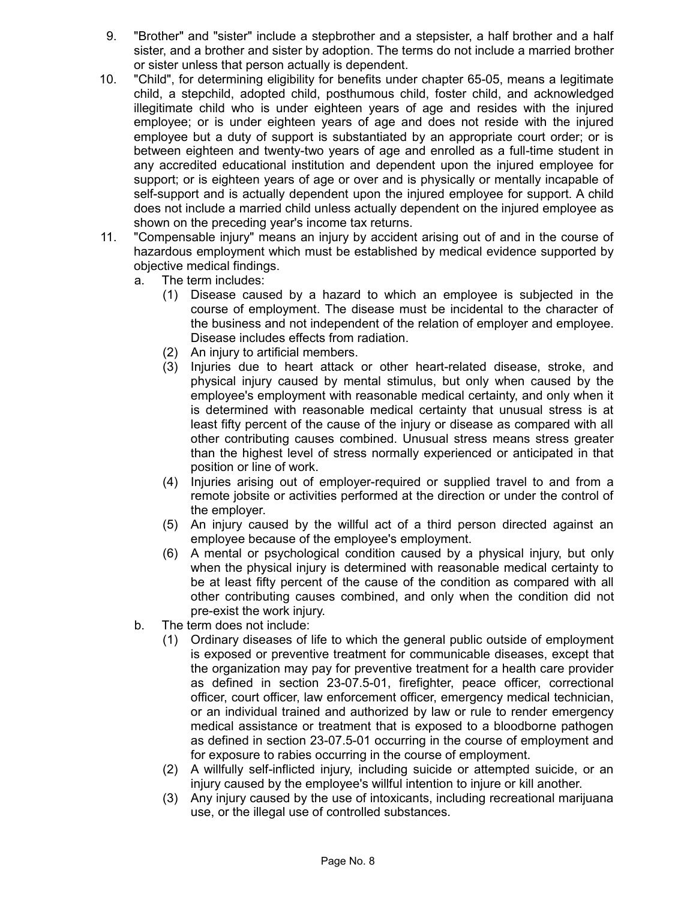9. "Brother" and "sister" include a stepbrother and a stepsister, a half brother and a half sister, and a brother and sister by adoption. The terms do not include a married brother or sister unless that person actually is dependent.
10. "Child", for determining eligibility for benefits under chapter 65-05, means a legitimate child, a stepchild, adopted child, posthumous child, foster child, and acknowledged illegitimate child who is under eighteen years of age and resides with the injured employee; or is under eighteen years of age and does not reside with the injured employee but a duty of support is substantiated by an appropriate court order; or is between eighteen and twenty-two years of age and enrolled as a full-time student in any accredited educational institution and dependent upon the injured employee for support; or is eighteen years of age or over and is physically or mentally incapable of self-support and is actually dependent upon the injured employee for support. A child does not include a married child unless actually dependent on the injured employee as shown on the preceding year's income tax returns.
11. "Compensable injury" means an injury by accident arising out of and in the course of hazardous employment which must be established by medical evidence supported by objective medical findings.
    a. The term includes:
        (1) Disease caused by a hazard to which an employee is subjected in the course of employment. The disease must be incidental to the character of the business and not independent of the relation of employer and employee. Disease includes effects from radiation.
        (2) An injury to artificial members.
        (3) Injuries due to heart attack or other heart-related disease, stroke, and physical injury caused by mental stimulus, but only when caused by the employee's employment with reasonable medical certainty, and only when it is determined with reasonable medical certainty that unusual stress is at least fifty percent of the cause of the injury or disease as compared with all other contributing causes combined. Unusual stress means stress greater than the highest level of stress normally experienced or anticipated in that position or line of work.
        (4) Injuries arising out of employer-required or supplied travel to and from a remote jobsite or activities performed at the direction or under the control of the employer.
        (5) An injury caused by the willful act of a third person directed against an employee because of the employee's employment.
        (6) A mental or psychological condition caused by a physical injury, but only when the physical injury is determined with reasonable medical certainty to be at least fifty percent of the cause of the condition as compared with all other contributing causes combined, and only when the condition did not pre-exist the work injury.
    b. The term does not include:
        (1) Ordinary diseases of life to which the general public outside of employment is exposed or preventive treatment for communicable diseases, except that the organization may pay for preventive treatment for a health care provider as defined in section 23-07.5-01, firefighter, peace officer, correctional officer, court officer, law enforcement officer, emergency medical technician, or an individual trained and authorized by law or rule to render emergency medical assistance or treatment that is exposed to a bloodborne pathogen as defined in section 23-07.5-01 occurring in the course of employment and for exposure to rabies occurring in the course of employment.
        (2) A willfully self-inflicted injury, including suicide or attempted suicide, or an injury caused by the employee's willful intention to injure or kill another.
        (3) Any injury caused by the use of intoxicants, including recreational marijuana use, or the illegal use of controlled substances.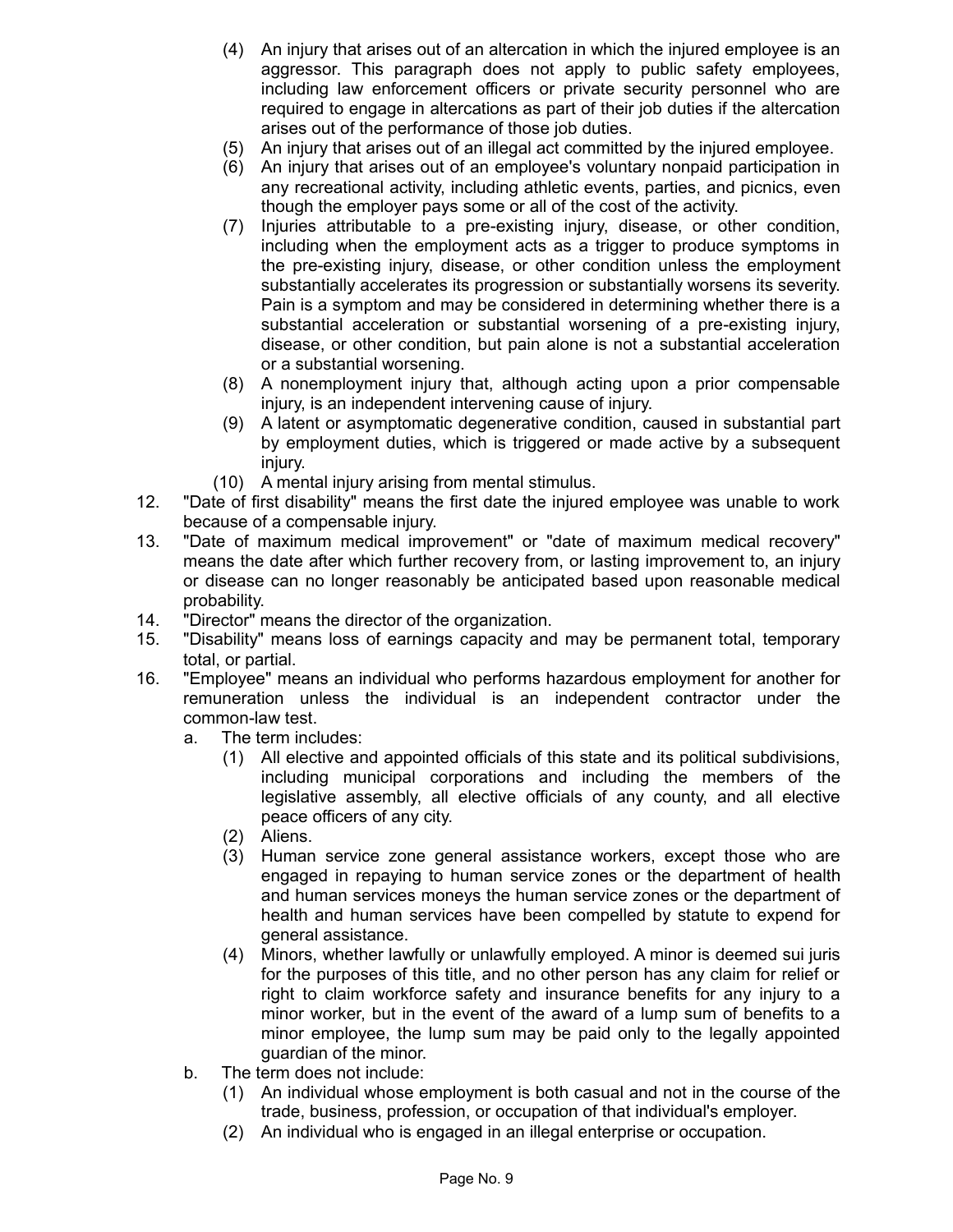(4) An injury that arises out of an altercation in which the injured employee is an aggressor. This paragraph does not apply to public safety employees, including law enforcement officers or private security personnel who are required to engage in altercations as part of their job duties if the altercation arises out of the performance of those job duties.

(5) An injury that arises out of an illegal act committed by the injured employee.

(6) An injury that arises out of an employee's voluntary nonpaid participation in any recreational activity, including athletic events, parties, and picnics, even though the employer pays some or all of the cost of the activity.

(7) Injuries attributable to a pre-existing injury, disease, or other condition, including when the employment acts as a trigger to produce symptoms in the pre-existing injury, disease, or other condition unless the employment substantially accelerates its progression or substantially worsens its severity. Pain is a symptom and may be considered in determining whether there is a substantial acceleration or substantial worsening of a pre-existing injury, disease, or other condition, but pain alone is not a substantial acceleration or a substantial worsening.

(8) A nonemployment injury that, although acting upon a prior compensable injury, is an independent intervening cause of injury.

(9) A latent or asymptomatic degenerative condition, caused in substantial part by employment duties, which is triggered or made active by a subsequent injury.

(10) A mental injury arising from mental stimulus.

12. "Date of first disability" means the first date the injured employee was unable to work because of a compensable injury.

13. "Date of maximum medical improvement" or "date of maximum medical recovery" means the date after which further recovery from, or lasting improvement to, an injury or disease can no longer reasonably be anticipated based upon reasonable medical probability.

14. "Director" means the director of the organization.

15. "Disability" means loss of earnings capacity and may be permanent total, temporary total, or partial.

16. "Employee" means an individual who performs hazardous employment for another for remuneration unless the individual is an independent contractor under the common-law test.

a. The term includes:

(1) All elective and appointed officials of this state and its political subdivisions, including municipal corporations and including the members of the legislative assembly, all elective officials of any county, and all elective peace officers of any city.

(2) Aliens.

(3) Human service zone general assistance workers, except those who are engaged in repaying to human service zones or the department of health and human services moneys the human service zones or the department of health and human services have been compelled by statute to expend for general assistance.

(4) Minors, whether lawfully or unlawfully employed. A minor is deemed sui juris for the purposes of this title, and no other person has any claim for relief or right to claim workforce safety and insurance benefits for any injury to a minor worker, but in the event of the award of a lump sum of benefits to a minor employee, the lump sum may be paid only to the legally appointed guardian of the minor.

b. The term does not include:

(1) An individual whose employment is both casual and not in the course of the trade, business, profession, or occupation of that individual's employer.

(2) An individual who is engaged in an illegal enterprise or occupation.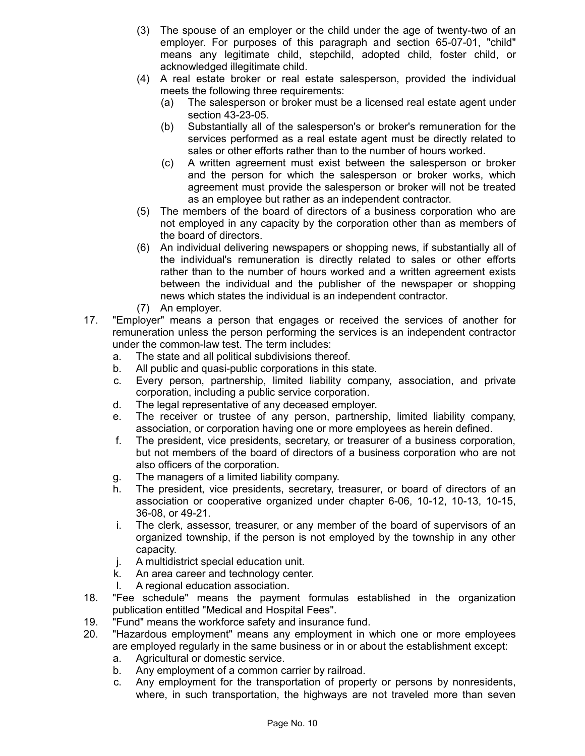(3) The spouse of an employer or the child under the age of twenty-two of an employer. For purposes of this paragraph and section 65-07-01, "child" means any legitimate child, stepchild, adopted child, foster child, or acknowledged illegitimate child.

(4) A real estate broker or real estate salesperson, provided the individual meets the following three requirements:

   (a) The salesperson or broker must be a licensed real estate agent under section 43-23-05.

   (b) Substantially all of the salesperson's or broker's remuneration for the services performed as a real estate agent must be directly related to sales or other efforts rather than to the number of hours worked.

   (c) A written agreement must exist between the salesperson or broker and the person for which the salesperson or broker works, which agreement must provide the salesperson or broker will not be treated as an employee but rather as an independent contractor.

(5) The members of the board of directors of a business corporation who are not employed in any capacity by the corporation other than as members of the board of directors.

(6) An individual delivering newspapers or shopping news, if substantially all of the individual's remuneration is directly related to sales or other efforts rather than to the number of hours worked and a written agreement exists between the individual and the publisher of the newspaper or shopping news which states the individual is an independent contractor.

(7) An employer.

17. "Employer" means a person that engages or received the services of another for remuneration unless the person performing the services is an independent contractor under the common-law test. The term includes:

   a. The state and all political subdivisions thereof.

   b. All public and quasi-public corporations in this state.

   c. Every person, partnership, limited liability company, association, and private corporation, including a public service corporation.

   d. The legal representative of any deceased employer.

   e. The receiver or trustee of any person, partnership, limited liability company, association, or corporation having one or more employees as herein defined.

   f. The president, vice presidents, secretary, or treasurer of a business corporation, but not members of the board of directors of a business corporation who are not also officers of the corporation.

   g. The managers of a limited liability company.

   h. The president, vice presidents, secretary, treasurer, or board of directors of an association or cooperative organized under chapter 6-06, 10-12, 10-13, 10-15, 36-08, or 49-21.

   i. The clerk, assessor, treasurer, or any member of the board of supervisors of an organized township, if the person is not employed by the township in any other capacity.

   j. A multidistrict special education unit.

   k. An area career and technology center.

   l. A regional education association.

18. "Fee schedule" means the payment formulas established in the organization publication entitled "Medical and Hospital Fees".

19. "Fund" means the workforce safety and insurance fund.

20. "Hazardous employment" means any employment in which one or more employees are employed regularly in the same business or in or about the establishment except:

   a. Agricultural or domestic service.

   b. Any employment of a common carrier by railroad.

   c. Any employment for the transportation of property or persons by nonresidents, where, in such transportation, the highways are not traveled more than seven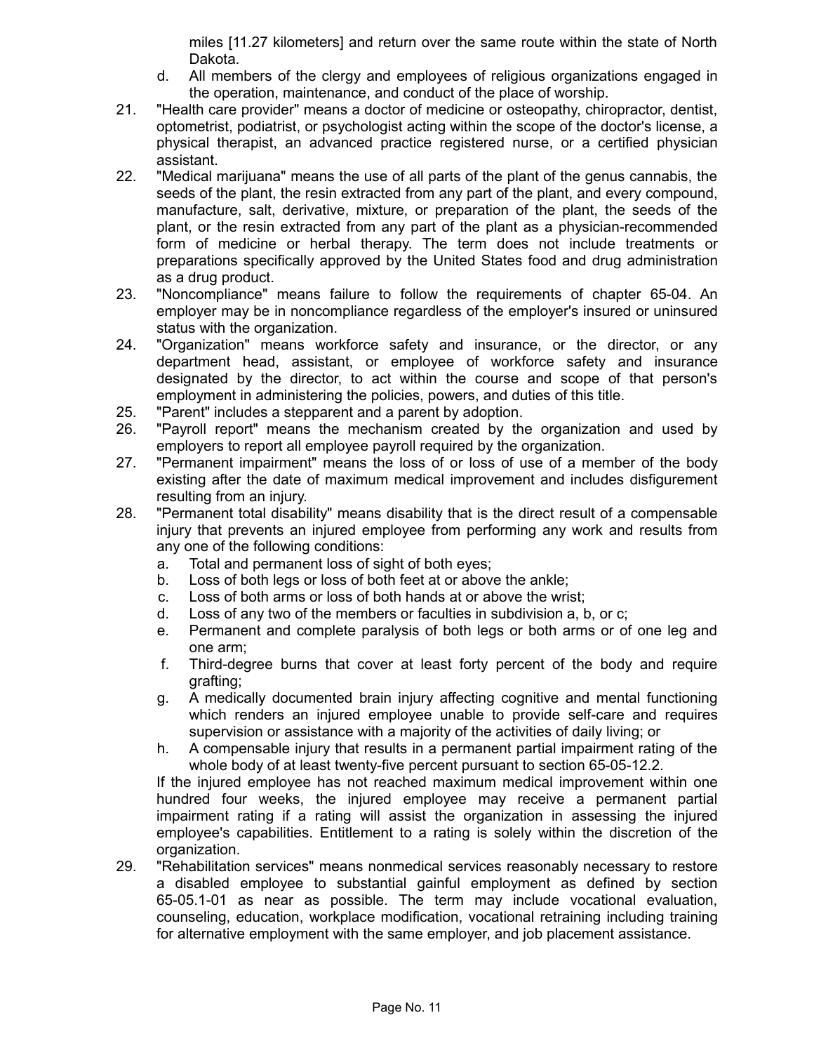miles [11.27 kilometers] and return over the same route within the state of North Dakota.

d. All members of the clergy and employees of religious organizations engaged in the operation, maintenance, and conduct of the place of worship.

21. "Health care provider" means a doctor of medicine or osteopathy, chiropractor, dentist, optometrist, podiatrist, or psychologist acting within the scope of the doctor's license, a physical therapist, an advanced practice registered nurse, or a certified physician assistant.

22. "Medical marijuana" means the use of all parts of the plant of the genus cannabis, the seeds of the plant, the resin extracted from any part of the plant, and every compound, manufacture, salt, derivative, mixture, or preparation of the plant, the seeds of the plant, or the resin extracted from any part of the plant as a physician-recommended form of medicine or herbal therapy. The term does not include treatments or preparations specifically approved by the United States food and drug administration as a drug product.

23. "Noncompliance" means failure to follow the requirements of chapter 65-04. An employer may be in noncompliance regardless of the employer's insured or uninsured status with the organization.

24. "Organization" means workforce safety and insurance, or the director, or any department head, assistant, or employee of workforce safety and insurance designated by the director, to act within the course and scope of that person's employment in administering the policies, powers, and duties of this title.

25. "Parent" includes a stepparent and a parent by adoption.

26. "Payroll report" means the mechanism created by the organization and used by employers to report all employee payroll required by the organization.

27. "Permanent impairment" means the loss of or loss of use of a member of the body existing after the date of maximum medical improvement and includes disfigurement resulting from an injury.

28. "Permanent total disability" means disability that is the direct result of a compensable injury that prevents an injured employee from performing any work and results from any one of the following conditions:
    a. Total and permanent loss of sight of both eyes;
    b. Loss of both legs or loss of both feet at or above the ankle;
    c. Loss of both arms or loss of both hands at or above the wrist;
    d. Loss of any two of the members or faculties in subdivision a, b, or c;
    e. Permanent and complete paralysis of both legs or both arms or of one leg and one arm;
    f. Third-degree burns that cover at least forty percent of the body and require grafting;
    g. A medically documented brain injury affecting cognitive and mental functioning which renders an injured employee unable to provide self-care and requires supervision or assistance with a majority of the activities of daily living; or
    h. A compensable injury that results in a permanent partial impairment rating of the whole body of at least twenty-five percent pursuant to section 65-05-12.2.

    If the injured employee has not reached maximum medical improvement within one hundred four weeks, the injured employee may receive a permanent partial impairment rating if a rating will assist the organization in assessing the injured employee's capabilities. Entitlement to a rating is solely within the discretion of the organization.

29. "Rehabilitation services" means nonmedical services reasonably necessary to restore a disabled employee to substantial gainful employment as defined by section 65-05.1-01 as near as possible. The term may include vocational evaluation, counseling, education, workplace modification, vocational retraining including training for alternative employment with the same employer, and job placement assistance.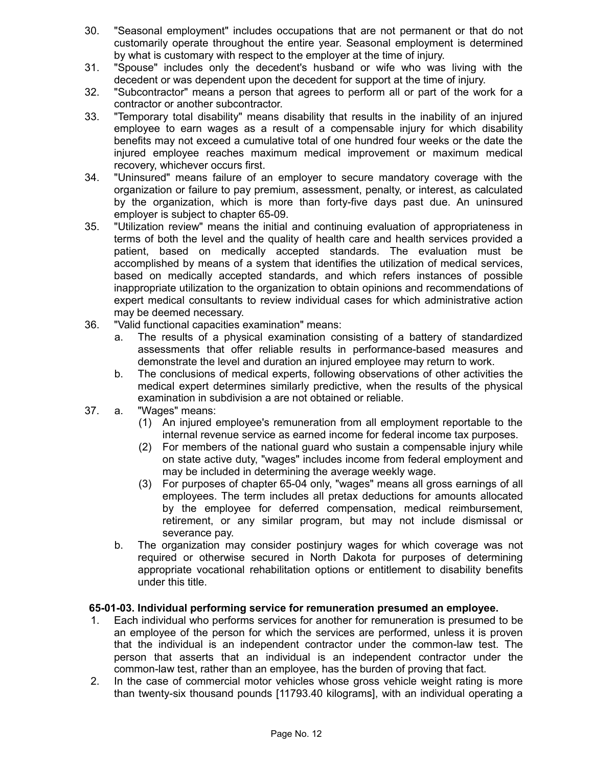30. "Seasonal employment" includes occupations that are not permanent or that do not customarily operate throughout the entire year. Seasonal employment is determined by what is customary with respect to the employer at the time of injury.
31. "Spouse" includes only the decedent's husband or wife who was living with the decedent or was dependent upon the decedent for support at the time of injury.
32. "Subcontractor" means a person that agrees to perform all or part of the work for a contractor or another subcontractor.
33. "Temporary total disability" means disability that results in the inability of an injured employee to earn wages as a result of a compensable injury for which disability benefits may not exceed a cumulative total of one hundred four weeks or the date the injured employee reaches maximum medical improvement or maximum medical recovery, whichever occurs first.
34. "Uninsured" means failure of an employer to secure mandatory coverage with the organization or failure to pay premium, assessment, penalty, or interest, as calculated by the organization, which is more than forty-five days past due. An uninsured employer is subject to chapter 65-09.
35. "Utilization review" means the initial and continuing evaluation of appropriateness in terms of both the level and the quality of health care and health services provided a patient, based on medically accepted standards. The evaluation must be accomplished by means of a system that identifies the utilization of medical services, based on medically accepted standards, and which refers instances of possible inappropriate utilization to the organization to obtain opinions and recommendations of expert medical consultants to review individual cases for which administrative action may be deemed necessary.
36. "Valid functional capacities examination" means:
    a. The results of a physical examination consisting of a battery of standardized assessments that offer reliable results in performance-based measures and demonstrate the level and duration an injured employee may return to work.
    b. The conclusions of medical experts, following observations of other activities the medical expert determines similarly predictive, when the results of the physical examination in subdivision a are not obtained or reliable.
37. a. "Wages" means:
        (1) An injured employee's remuneration from all employment reportable to the internal revenue service as earned income for federal income tax purposes.
        (2) For members of the national guard who sustain a compensable injury while on state active duty, "wages" includes income from federal employment and may be included in determining the average weekly wage.
        (3) For purposes of chapter 65-04 only, "wages" means all gross earnings of all employees. The term includes all pretax deductions for amounts allocated by the employee for deferred compensation, medical reimbursement, retirement, or any similar program, but may not include dismissal or severance pay.
    b. The organization may consider postinjury wages for which coverage was not required or otherwise secured in North Dakota for purposes of determining appropriate vocational rehabilitation options or entitlement to disability benefits under this title.

**65-01-03. Individual performing service for remuneration presumed an employee.**

1. Each individual who performs services for another for remuneration is presumed to be an employee of the person for which the services are performed, unless it is proven that the individual is an independent contractor under the common-law test. The person that asserts that an individual is an independent contractor under the common-law test, rather than an employee, has the burden of proving that fact.
2. In the case of commercial motor vehicles whose gross vehicle weight rating is more than twenty-six thousand pounds [11793.40 kilograms], with an individual operating a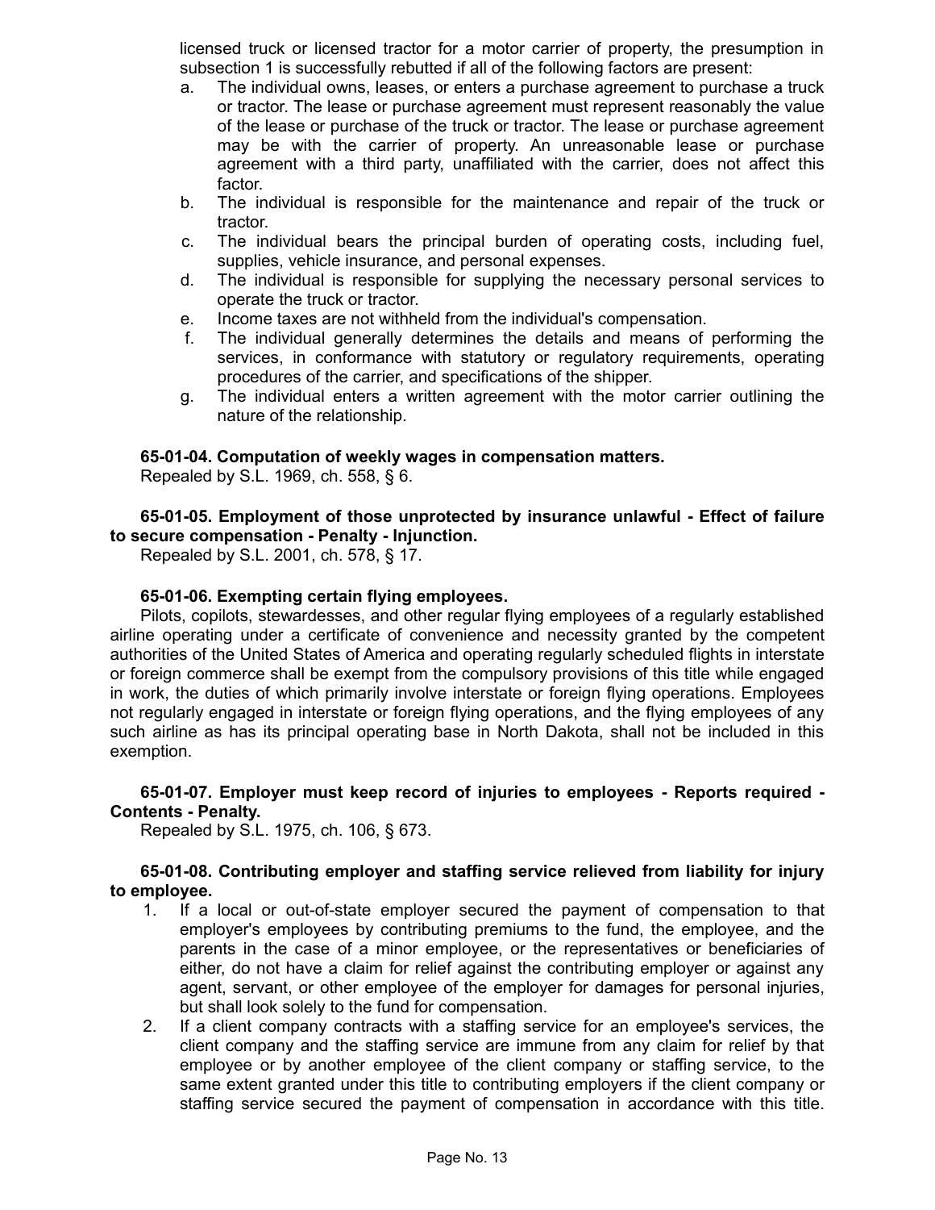licensed truck or licensed tractor for a motor carrier of property, the presumption in subsection 1 is successfully rebutted if all of the following factors are present:

a. The individual owns, leases, or enters a purchase agreement to purchase a truck or tractor. The lease or purchase agreement must represent reasonably the value of the lease or purchase of the truck or tractor. The lease or purchase agreement may be with the carrier of property. An unreasonable lease or purchase agreement with a third party, unaffiliated with the carrier, does not affect this factor.
b. The individual is responsible for the maintenance and repair of the truck or tractor.
c. The individual bears the principal burden of operating costs, including fuel, supplies, vehicle insurance, and personal expenses.
d. The individual is responsible for supplying the necessary personal services to operate the truck or tractor.
e. Income taxes are not withheld from the individual's compensation.
f. The individual generally determines the details and means of performing the services, in conformance with statutory or regulatory requirements, operating procedures of the carrier, and specifications of the shipper.
g. The individual enters a written agreement with the motor carrier outlining the nature of the relationship.

**65-01-04. Computation of weekly wages in compensation matters.**

Repealed by S.L. 1969, ch. 558, § 6.

**65-01-05. Employment of those unprotected by insurance unlawful - Effect of failure to secure compensation - Penalty - Injunction.**

Repealed by S.L. 2001, ch. 578, § 17.

**65-01-06. Exempting certain flying employees.**

Pilots, copilots, stewardesses, and other regular flying employees of a regularly established airline operating under a certificate of convenience and necessity granted by the competent authorities of the United States of America and operating regularly scheduled flights in interstate or foreign commerce shall be exempt from the compulsory provisions of this title while engaged in work, the duties of which primarily involve interstate or foreign flying operations. Employees not regularly engaged in interstate or foreign flying operations, and the flying employees of any such airline as has its principal operating base in North Dakota, shall not be included in this exemption.

**65-01-07. Employer must keep record of injuries to employees - Reports required - Contents - Penalty.**

Repealed by S.L. 1975, ch. 106, § 673.

**65-01-08. Contributing employer and staffing service relieved from liability for injury to employee.**

1. If a local or out-of-state employer secured the payment of compensation to that employer's employees by contributing premiums to the fund, the employee, and the parents in the case of a minor employee, or the representatives or beneficiaries of either, do not have a claim for relief against the contributing employer or against any agent, servant, or other employee of the employer for damages for personal injuries, but shall look solely to the fund for compensation.
2. If a client company contracts with a staffing service for an employee's services, the client company and the staffing service are immune from any claim for relief by that employee or by another employee of the client company or staffing service, to the same extent granted under this title to contributing employers if the client company or staffing service secured the payment of compensation in accordance with this title.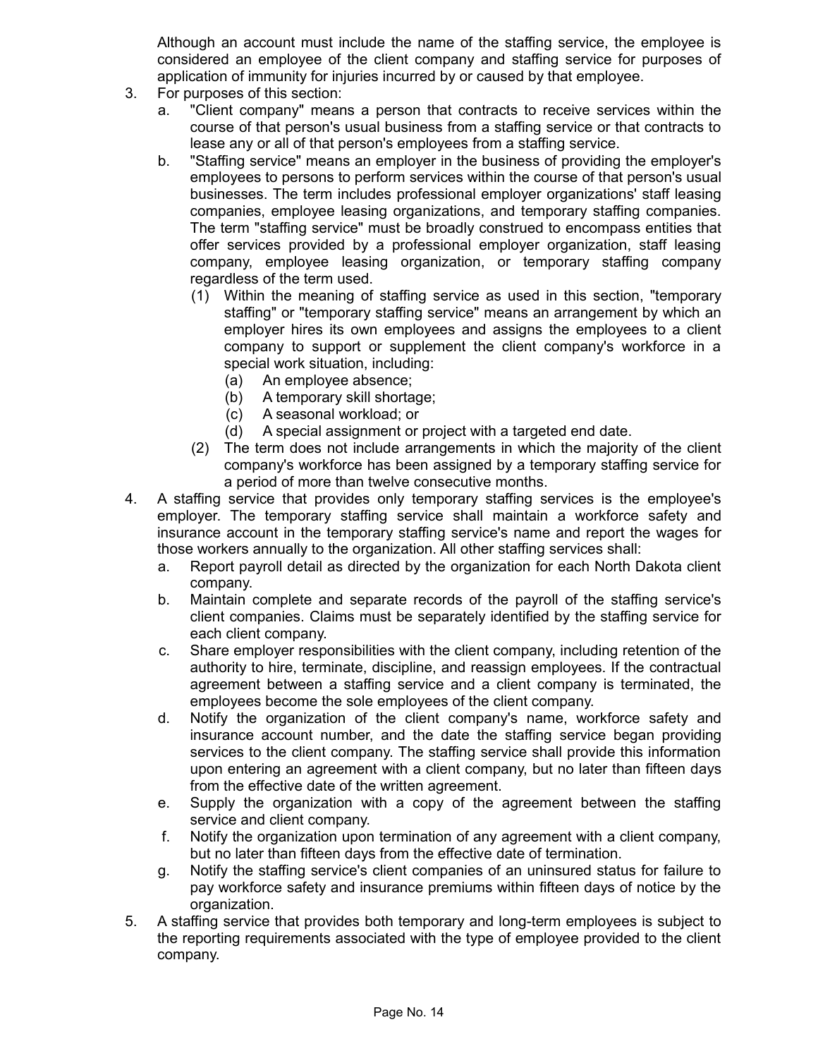Although an account must include the name of the staffing service, the employee is considered an employee of the client company and staffing service for purposes of application of immunity for injuries incurred by or caused by that employee.

3. For purposes of this section:
   a. "Client company" means a person that contracts to receive services within the course of that person's usual business from a staffing service or that contracts to lease any or all of that person's employees from a staffing service.
   b. "Staffing service" means an employer in the business of providing the employer's employees to persons to perform services within the course of that person's usual businesses. The term includes professional employer organizations' staff leasing companies, employee leasing organizations, and temporary staffing companies. The term "staffing service" must be broadly construed to encompass entities that offer services provided by a professional employer organization, staff leasing company, employee leasing organization, or temporary staffing company regardless of the term used.
      (1) Within the meaning of staffing service as used in this section, "temporary staffing" or "temporary staffing service" means an arrangement by which an employer hires its own employees and assigns the employees to a client company to support or supplement the client company's workforce in a special work situation, including:
         (a) An employee absence;
         (b) A temporary skill shortage;
         (c) A seasonal workload; or
         (d) A special assignment or project with a targeted end date.
      (2) The term does not include arrangements in which the majority of the client company's workforce has been assigned by a temporary staffing service for a period of more than twelve consecutive months.
4. A staffing service that provides only temporary staffing services is the employee's employer. The temporary staffing service shall maintain a workforce safety and insurance account in the temporary staffing service's name and report the wages for those workers annually to the organization. All other staffing services shall:
   a. Report payroll detail as directed by the organization for each North Dakota client company.
   b. Maintain complete and separate records of the payroll of the staffing service's client companies. Claims must be separately identified by the staffing service for each client company.
   c. Share employer responsibilities with the client company, including retention of the authority to hire, terminate, discipline, and reassign employees. If the contractual agreement between a staffing service and a client company is terminated, the employees become the sole employees of the client company.
   d. Notify the organization of the client company's name, workforce safety and insurance account number, and the date the staffing service began providing services to the client company. The staffing service shall provide this information upon entering an agreement with a client company, but no later than fifteen days from the effective date of the written agreement.
   e. Supply the organization with a copy of the agreement between the staffing service and client company.
   f. Notify the organization upon termination of any agreement with a client company, but no later than fifteen days from the effective date of termination.
   g. Notify the staffing service's client companies of an uninsured status for failure to pay workforce safety and insurance premiums within fifteen days of notice by the organization.
5. A staffing service that provides both temporary and long-term employees is subject to the reporting requirements associated with the type of employee provided to the client company.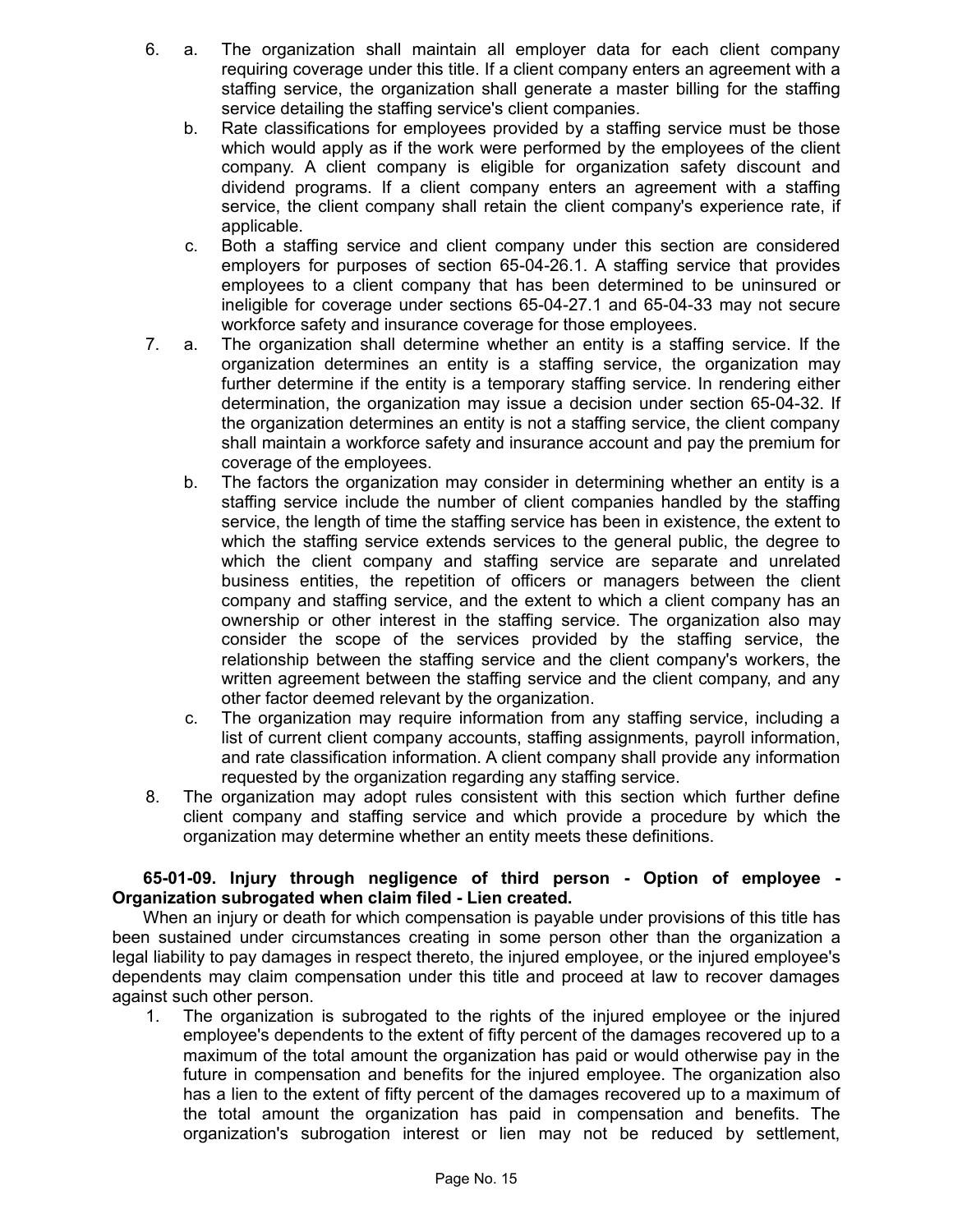6. a. The organization shall maintain all employer data for each client company requiring coverage under this title. If a client company enters an agreement with a staffing service, the organization shall generate a master billing for the staffing service detailing the staffing service's client companies.

   b. Rate classifications for employees provided by a staffing service must be those which would apply as if the work were performed by the employees of the client company. A client company is eligible for organization safety discount and dividend programs. If a client company enters an agreement with a staffing service, the client company shall retain the client company's experience rate, if applicable.

   c. Both a staffing service and client company under this section are considered employers for purposes of section 65-04-26.1. A staffing service that provides employees to a client company that has been determined to be uninsured or ineligible for coverage under sections 65-04-27.1 and 65-04-33 may not secure workforce safety and insurance coverage for those employees.

7. a. The organization shall determine whether an entity is a staffing service. If the organization determines an entity is a staffing service, the organization may further determine if the entity is a temporary staffing service. In rendering either determination, the organization may issue a decision under section 65-04-32. If the organization determines an entity is not a staffing service, the client company shall maintain a workforce safety and insurance account and pay the premium for coverage of the employees.

   b. The factors the organization may consider in determining whether an entity is a staffing service include the number of client companies handled by the staffing service, the length of time the staffing service has been in existence, the extent to which the staffing service extends services to the general public, the degree to which the client company and staffing service are separate and unrelated business entities, the repetition of officers or managers between the client company and staffing service, and the extent to which a client company has an ownership or other interest in the staffing service. The organization also may consider the scope of the services provided by the staffing service, the relationship between the staffing service and the client company's workers, the written agreement between the staffing service and the client company, and any other factor deemed relevant by the organization.

   c. The organization may require information from any staffing service, including a list of current client company accounts, staffing assignments, payroll information, and rate classification information. A client company shall provide any information requested by the organization regarding any staffing service.

8. The organization may adopt rules consistent with this section which further define client company and staffing service and which provide a procedure by which the organization may determine whether an entity meets these definitions.

**65-01-09. Injury through negligence of third person - Option of employee - Organization subrogated when claim filed - Lien created.**

When an injury or death for which compensation is payable under provisions of this title has been sustained under circumstances creating in some person other than the organization a legal liability to pay damages in respect thereto, the injured employee, or the injured employee's dependents may claim compensation under this title and proceed at law to recover damages against such other person.

1. The organization is subrogated to the rights of the injured employee or the injured employee's dependents to the extent of fifty percent of the damages recovered up to a maximum of the total amount the organization has paid or would otherwise pay in the future in compensation and benefits for the injured employee. The organization also has a lien to the extent of fifty percent of the damages recovered up to a maximum of the total amount the organization has paid in compensation and benefits. The organization's subrogation interest or lien may not be reduced by settlement,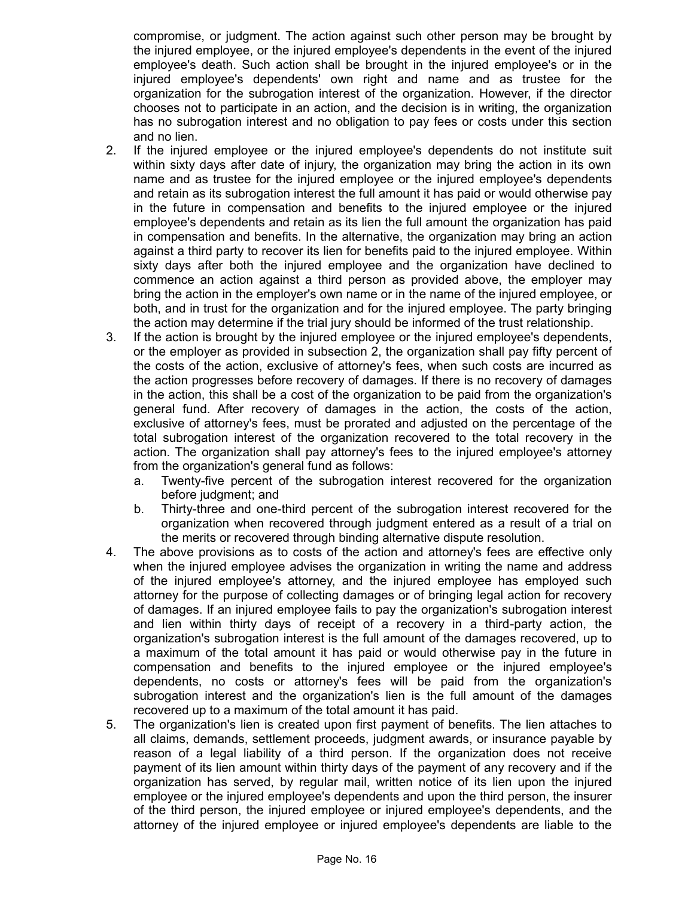compromise, or judgment. The action against such other person may be brought by the injured employee, or the injured employee's dependents in the event of the injured employee's death. Such action shall be brought in the injured employee's or in the injured employee's dependents' own right and name and as trustee for the organization for the subrogation interest of the organization. However, if the director chooses not to participate in an action, and the decision is in writing, the organization has no subrogation interest and no obligation to pay fees or costs under this section and no lien.

2. If the injured employee or the injured employee's dependents do not institute suit within sixty days after date of injury, the organization may bring the action in its own name and as trustee for the injured employee or the injured employee's dependents and retain as its subrogation interest the full amount it has paid or would otherwise pay in the future in compensation and benefits to the injured employee or the injured employee's dependents and retain as its lien the full amount the organization has paid in compensation and benefits. In the alternative, the organization may bring an action against a third party to recover its lien for benefits paid to the injured employee. Within sixty days after both the injured employee and the organization have declined to commence an action against a third person as provided above, the employer may bring the action in the employer's own name or in the name of the injured employee, or both, and in trust for the organization and for the injured employee. The party bringing the action may determine if the trial jury should be informed of the trust relationship.

3. If the action is brought by the injured employee or the injured employee's dependents, or the employer as provided in subsection 2, the organization shall pay fifty percent of the costs of the action, exclusive of attorney's fees, when such costs are incurred as the action progresses before recovery of damages. If there is no recovery of damages in the action, this shall be a cost of the organization to be paid from the organization's general fund. After recovery of damages in the action, the costs of the action, exclusive of attorney's fees, must be prorated and adjusted on the percentage of the total subrogation interest of the organization recovered to the total recovery in the action. The organization shall pay attorney's fees to the injured employee's attorney from the organization's general fund as follows:
   a. Twenty-five percent of the subrogation interest recovered for the organization before judgment; and
   b. Thirty-three and one-third percent of the subrogation interest recovered for the organization when recovered through judgment entered as a result of a trial on the merits or recovered through binding alternative dispute resolution.

4. The above provisions as to costs of the action and attorney's fees are effective only when the injured employee advises the organization in writing the name and address of the injured employee's attorney, and the injured employee has employed such attorney for the purpose of collecting damages or of bringing legal action for recovery of damages. If an injured employee fails to pay the organization's subrogation interest and lien within thirty days of receipt of a recovery in a third-party action, the organization's subrogation interest is the full amount of the damages recovered, up to a maximum of the total amount it has paid or would otherwise pay in the future in compensation and benefits to the injured employee or the injured employee's dependents, no costs or attorney's fees will be paid from the organization's subrogation interest and the organization's lien is the full amount of the damages recovered up to a maximum of the total amount it has paid.

5. The organization's lien is created upon first payment of benefits. The lien attaches to all claims, demands, settlement proceeds, judgment awards, or insurance payable by reason of a legal liability of a third person. If the organization does not receive payment of its lien amount within thirty days of the payment of any recovery and if the organization has served, by regular mail, written notice of its lien upon the injured employee or the injured employee's dependents and upon the third person, the insurer of the third person, the injured employee or injured employee's dependents, and the attorney of the injured employee or injured employee's dependents are liable to the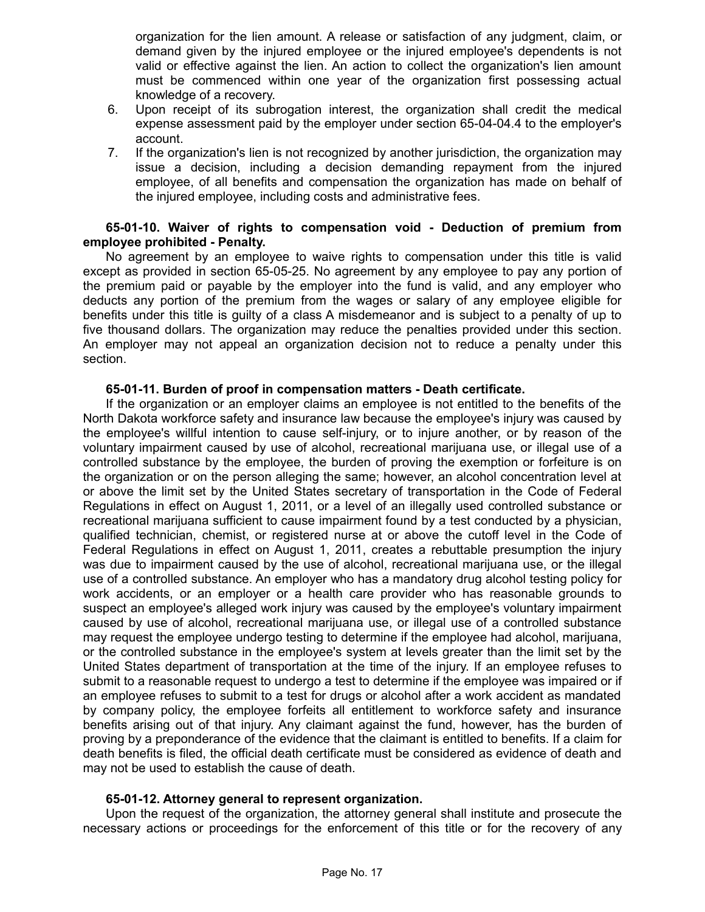organization for the lien amount. A release or satisfaction of any judgment, claim, or demand given by the injured employee or the injured employee's dependents is not valid or effective against the lien. An action to collect the organization's lien amount must be commenced within one year of the organization first possessing actual knowledge of a recovery.

6. Upon receipt of its subrogation interest, the organization shall credit the medical expense assessment paid by the employer under section 65-04-04.4 to the employer's account.
7. If the organization's lien is not recognized by another jurisdiction, the organization may issue a decision, including a decision demanding repayment from the injured employee, of all benefits and compensation the organization has made on behalf of the injured employee, including costs and administrative fees.

**65-01-10. Waiver of rights to compensation void - Deduction of premium from employee prohibited - Penalty.**

No agreement by an employee to waive rights to compensation under this title is valid except as provided in section 65-05-25. No agreement by any employee to pay any portion of the premium paid or payable by the employer into the fund is valid, and any employer who deducts any portion of the premium from the wages or salary of any employee eligible for benefits under this title is guilty of a class A misdemeanor and is subject to a penalty of up to five thousand dollars. The organization may reduce the penalties provided under this section. An employer may not appeal an organization decision not to reduce a penalty under this section.

**65-01-11. Burden of proof in compensation matters - Death certificate.**

If the organization or an employer claims an employee is not entitled to the benefits of the North Dakota workforce safety and insurance law because the employee's injury was caused by the employee's willful intention to cause self-injury, or to injure another, or by reason of the voluntary impairment caused by use of alcohol, recreational marijuana use, or illegal use of a controlled substance by the employee, the burden of proving the exemption or forfeiture is on the organization or on the person alleging the same; however, an alcohol concentration level at or above the limit set by the United States secretary of transportation in the Code of Federal Regulations in effect on August 1, 2011, or a level of an illegally used controlled substance or recreational marijuana sufficient to cause impairment found by a test conducted by a physician, qualified technician, chemist, or registered nurse at or above the cutoff level in the Code of Federal Regulations in effect on August 1, 2011, creates a rebuttable presumption the injury was due to impairment caused by the use of alcohol, recreational marijuana use, or the illegal use of a controlled substance. An employer who has a mandatory drug alcohol testing policy for work accidents, or an employer or a health care provider who has reasonable grounds to suspect an employee's alleged work injury was caused by the employee's voluntary impairment caused by use of alcohol, recreational marijuana use, or illegal use of a controlled substance may request the employee undergo testing to determine if the employee had alcohol, marijuana, or the controlled substance in the employee's system at levels greater than the limit set by the United States department of transportation at the time of the injury. If an employee refuses to submit to a reasonable request to undergo a test to determine if the employee was impaired or if an employee refuses to submit to a test for drugs or alcohol after a work accident as mandated by company policy, the employee forfeits all entitlement to workforce safety and insurance benefits arising out of that injury. Any claimant against the fund, however, has the burden of proving by a preponderance of the evidence that the claimant is entitled to benefits. If a claim for death benefits is filed, the official death certificate must be considered as evidence of death and may not be used to establish the cause of death.

**65-01-12. Attorney general to represent organization.**

Upon the request of the organization, the attorney general shall institute and prosecute the necessary actions or proceedings for the enforcement of this title or for the recovery of any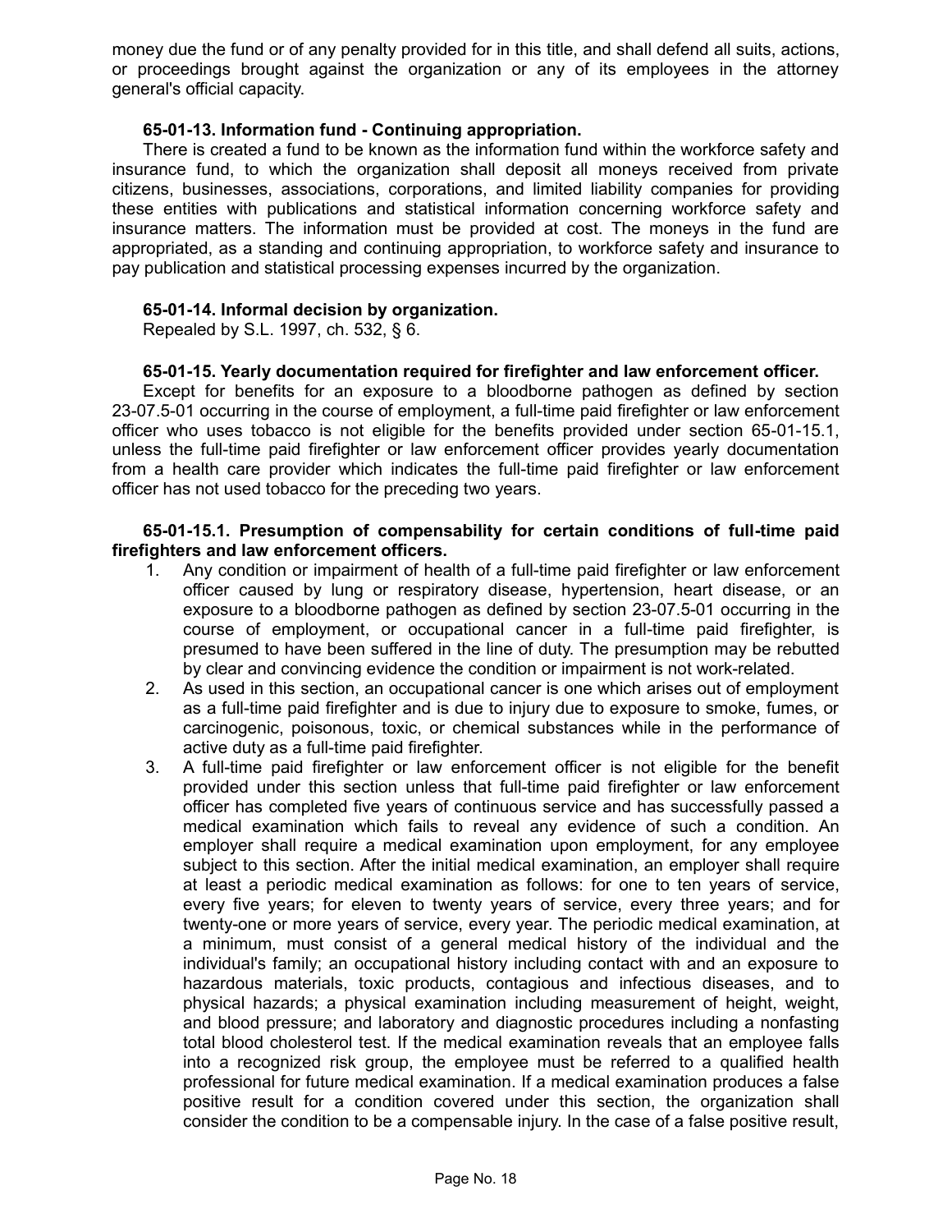money due the fund or of any penalty provided for in this title, and shall defend all suits, actions, or proceedings brought against the organization or any of its employees in the attorney general's official capacity.

**65-01-13. Information fund - Continuing appropriation.**

There is created a fund to be known as the information fund within the workforce safety and insurance fund, to which the organization shall deposit all moneys received from private citizens, businesses, associations, corporations, and limited liability companies for providing these entities with publications and statistical information concerning workforce safety and insurance matters. The information must be provided at cost. The moneys in the fund are appropriated, as a standing and continuing appropriation, to workforce safety and insurance to pay publication and statistical processing expenses incurred by the organization.

**65-01-14. Informal decision by organization.**

Repealed by S.L. 1997, ch. 532, § 6.

**65-01-15. Yearly documentation required for firefighter and law enforcement officer.**

Except for benefits for an exposure to a bloodborne pathogen as defined by section 23-07.5-01 occurring in the course of employment, a full-time paid firefighter or law enforcement officer who uses tobacco is not eligible for the benefits provided under section 65-01-15.1, unless the full-time paid firefighter or law enforcement officer provides yearly documentation from a health care provider which indicates the full-time paid firefighter or law enforcement officer has not used tobacco for the preceding two years.

**65-01-15.1. Presumption of compensability for certain conditions of full-time paid firefighters and law enforcement officers.**

1. Any condition or impairment of health of a full-time paid firefighter or law enforcement officer caused by lung or respiratory disease, hypertension, heart disease, or an exposure to a bloodborne pathogen as defined by section 23-07.5-01 occurring in the course of employment, or occupational cancer in a full-time paid firefighter, is presumed to have been suffered in the line of duty. The presumption may be rebutted by clear and convincing evidence the condition or impairment is not work-related.
2. As used in this section, an occupational cancer is one which arises out of employment as a full-time paid firefighter and is due to injury due to exposure to smoke, fumes, or carcinogenic, poisonous, toxic, or chemical substances while in the performance of active duty as a full-time paid firefighter.
3. A full-time paid firefighter or law enforcement officer is not eligible for the benefit provided under this section unless that full-time paid firefighter or law enforcement officer has completed five years of continuous service and has successfully passed a medical examination which fails to reveal any evidence of such a condition. An employer shall require a medical examination upon employment, for any employee subject to this section. After the initial medical examination, an employer shall require at least a periodic medical examination as follows: for one to ten years of service, every five years; for eleven to twenty years of service, every three years; and for twenty-one or more years of service, every year. The periodic medical examination, at a minimum, must consist of a general medical history of the individual and the individual's family; an occupational history including contact with and an exposure to hazardous materials, toxic products, contagious and infectious diseases, and to physical hazards; a physical examination including measurement of height, weight, and blood pressure; and laboratory and diagnostic procedures including a nonfasting total blood cholesterol test. If the medical examination reveals that an employee falls into a recognized risk group, the employee must be referred to a qualified health professional for future medical examination. If a medical examination produces a false positive result for a condition covered under this section, the organization shall consider the condition to be a compensable injury. In the case of a false positive result,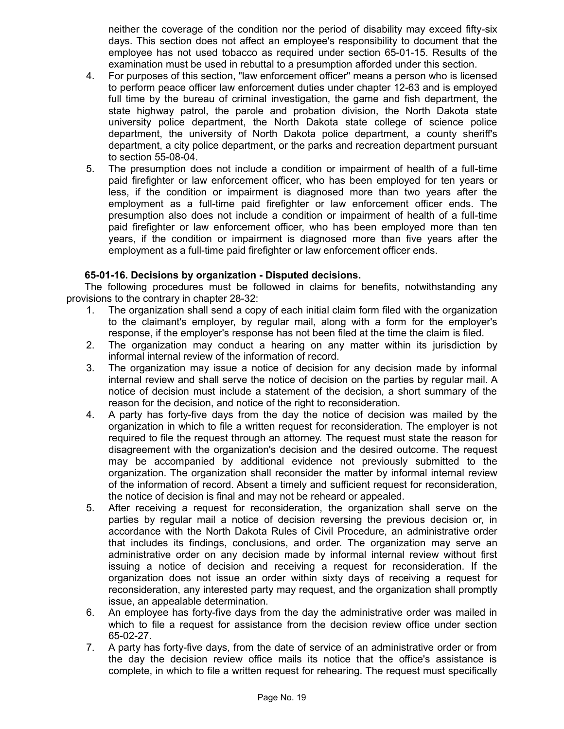neither the coverage of the condition nor the period of disability may exceed fifty-six days. This section does not affect an employee's responsibility to document that the employee has not used tobacco as required under section 65-01-15. Results of the examination must be used in rebuttal to a presumption afforded under this section.

4. For purposes of this section, "law enforcement officer" means a person who is licensed to perform peace officer law enforcement duties under chapter 12-63 and is employed full time by the bureau of criminal investigation, the game and fish department, the state highway patrol, the parole and probation division, the North Dakota state university police department, the North Dakota state college of science police department, the university of North Dakota police department, a county sheriff's department, a city police department, or the parks and recreation department pursuant to section 55-08-04.
5. The presumption does not include a condition or impairment of health of a full-time paid firefighter or law enforcement officer, who has been employed for ten years or less, if the condition or impairment is diagnosed more than two years after the employment as a full-time paid firefighter or law enforcement officer ends. The presumption also does not include a condition or impairment of health of a full-time paid firefighter or law enforcement officer, who has been employed more than ten years, if the condition or impairment is diagnosed more than five years after the employment as a full-time paid firefighter or law enforcement officer ends.

**65-01-16. Decisions by organization - Disputed decisions.**

The following procedures must be followed in claims for benefits, notwithstanding any provisions to the contrary in chapter 28-32:

1. The organization shall send a copy of each initial claim form filed with the organization to the claimant's employer, by regular mail, along with a form for the employer's response, if the employer's response has not been filed at the time the claim is filed.
2. The organization may conduct a hearing on any matter within its jurisdiction by informal internal review of the information of record.
3. The organization may issue a notice of decision for any decision made by informal internal review and shall serve the notice of decision on the parties by regular mail. A notice of decision must include a statement of the decision, a short summary of the reason for the decision, and notice of the right to reconsideration.
4. A party has forty-five days from the day the notice of decision was mailed by the organization in which to file a written request for reconsideration. The employer is not required to file the request through an attorney. The request must state the reason for disagreement with the organization's decision and the desired outcome. The request may be accompanied by additional evidence not previously submitted to the organization. The organization shall reconsider the matter by informal internal review of the information of record. Absent a timely and sufficient request for reconsideration, the notice of decision is final and may not be reheard or appealed.
5. After receiving a request for reconsideration, the organization shall serve on the parties by regular mail a notice of decision reversing the previous decision or, in accordance with the North Dakota Rules of Civil Procedure, an administrative order that includes its findings, conclusions, and order. The organization may serve an administrative order on any decision made by informal internal review without first issuing a notice of decision and receiving a request for reconsideration. If the organization does not issue an order within sixty days of receiving a request for reconsideration, any interested party may request, and the organization shall promptly issue, an appealable determination.
6. An employee has forty-five days from the day the administrative order was mailed in which to file a request for assistance from the decision review office under section 65-02-27.
7. A party has forty-five days, from the date of service of an administrative order or from the day the decision review office mails its notice that the office's assistance is complete, in which to file a written request for rehearing. The request must specifically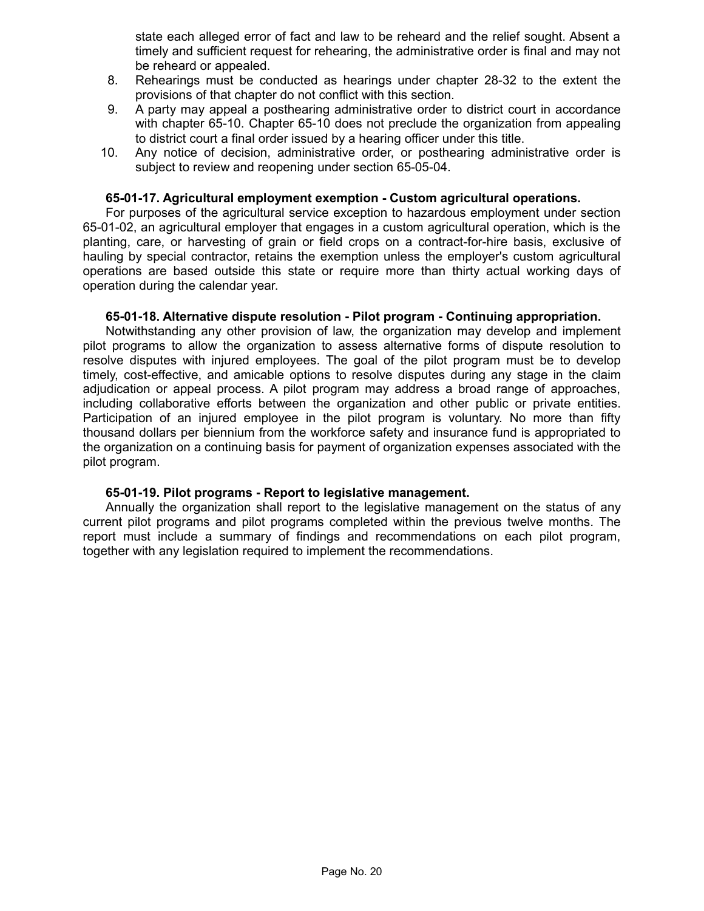state each alleged error of fact and law to be reheard and the relief sought. Absent a timely and sufficient request for rehearing, the administrative order is final and may not be reheard or appealed.

8. Rehearings must be conducted as hearings under chapter 28-32 to the extent the provisions of that chapter do not conflict with this section.
9. A party may appeal a posthearing administrative order to district court in accordance with chapter 65-10. Chapter 65-10 does not preclude the organization from appealing to district court a final order issued by a hearing officer under this title.
10. Any notice of decision, administrative order, or posthearing administrative order is subject to review and reopening under section 65-05-04.

**65-01-17. Agricultural employment exemption - Custom agricultural operations.**

For purposes of the agricultural service exception to hazardous employment under section 65-01-02, an agricultural employer that engages in a custom agricultural operation, which is the planting, care, or harvesting of grain or field crops on a contract-for-hire basis, exclusive of hauling by special contractor, retains the exemption unless the employer's custom agricultural operations are based outside this state or require more than thirty actual working days of operation during the calendar year.

**65-01-18. Alternative dispute resolution - Pilot program - Continuing appropriation.**

Notwithstanding any other provision of law, the organization may develop and implement pilot programs to allow the organization to assess alternative forms of dispute resolution to resolve disputes with injured employees. The goal of the pilot program must be to develop timely, cost-effective, and amicable options to resolve disputes during any stage in the claim adjudication or appeal process. A pilot program may address a broad range of approaches, including collaborative efforts between the organization and other public or private entities. Participation of an injured employee in the pilot program is voluntary. No more than fifty thousand dollars per biennium from the workforce safety and insurance fund is appropriated to the organization on a continuing basis for payment of organization expenses associated with the pilot program.

**65-01-19. Pilot programs - Report to legislative management.**

Annually the organization shall report to the legislative management on the status of any current pilot programs and pilot programs completed within the previous twelve months. The report must include a summary of findings and recommendations on each pilot program, together with any legislation required to implement the recommendations.